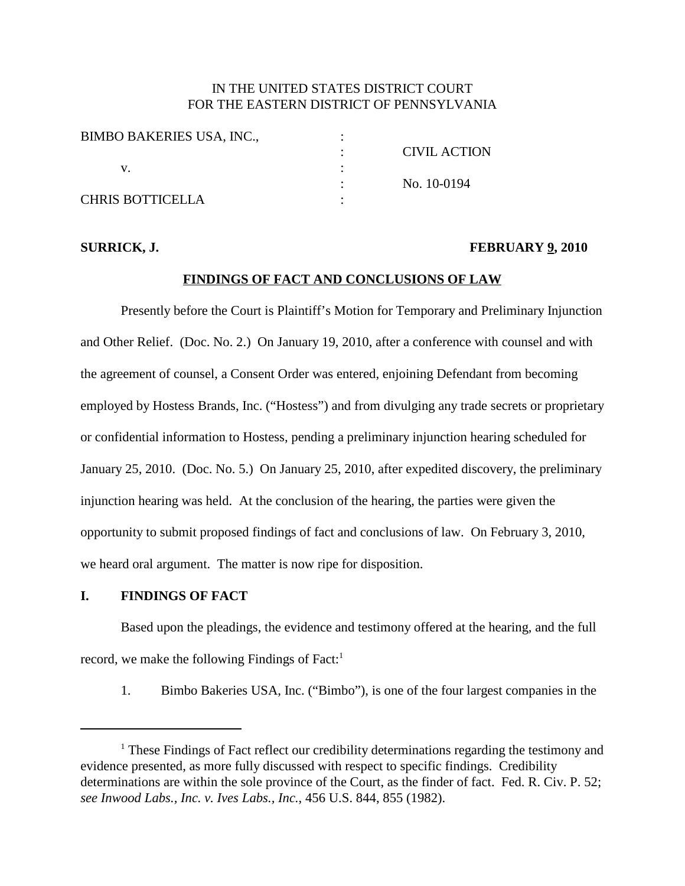IN THE UNITED STATES DISTRICT COURT
FOR THE EASTERN DISTRICT OF PENNSYLVANIA

| | | |
|---|---|---|
| BIMBO BAKERIES USA, INC., | : | |
| | : | CIVIL ACTION |
| v. | : | |
| | : | No. 10-0194 |
| CHRIS BOTTICELLA | : | |

**SURRICK, J.** **FEBRUARY 9, 2010**

**FINDINGS OF FACT AND CONCLUSIONS OF LAW**

Presently before the Court is Plaintiff's Motion for Temporary and Preliminary Injunction and Other Relief. (Doc. No. 2.) On January 19, 2010, after a conference with counsel and with the agreement of counsel, a Consent Order was entered, enjoining Defendant from becoming employed by Hostess Brands, Inc. ("Hostess") and from divulging any trade secrets or proprietary or confidential information to Hostess, pending a preliminary injunction hearing scheduled for January 25, 2010. (Doc. No. 5.) On January 25, 2010, after expedited discovery, the preliminary injunction hearing was held. At the conclusion of the hearing, the parties were given the opportunity to submit proposed findings of fact and conclusions of law. On February 3, 2010, we heard oral argument. The matter is now ripe for disposition.

## I. FINDINGS OF FACT

Based upon the pleadings, the evidence and testimony offered at the hearing, and the full record, we make the following Findings of Fact:[1]

1. Bimbo Bakeries USA, Inc. ("Bimbo"), is one of the four largest companies in the

[1] These Findings of Fact reflect our credibility determinations regarding the testimony and evidence presented, as more fully discussed with respect to specific findings. Credibility determinations are within the sole province of the Court, as the finder of fact. Fed. R. Civ. P. 52; *see Inwood Labs., Inc. v. Ives Labs., Inc.*, 456 U.S. 844, 855 (1982).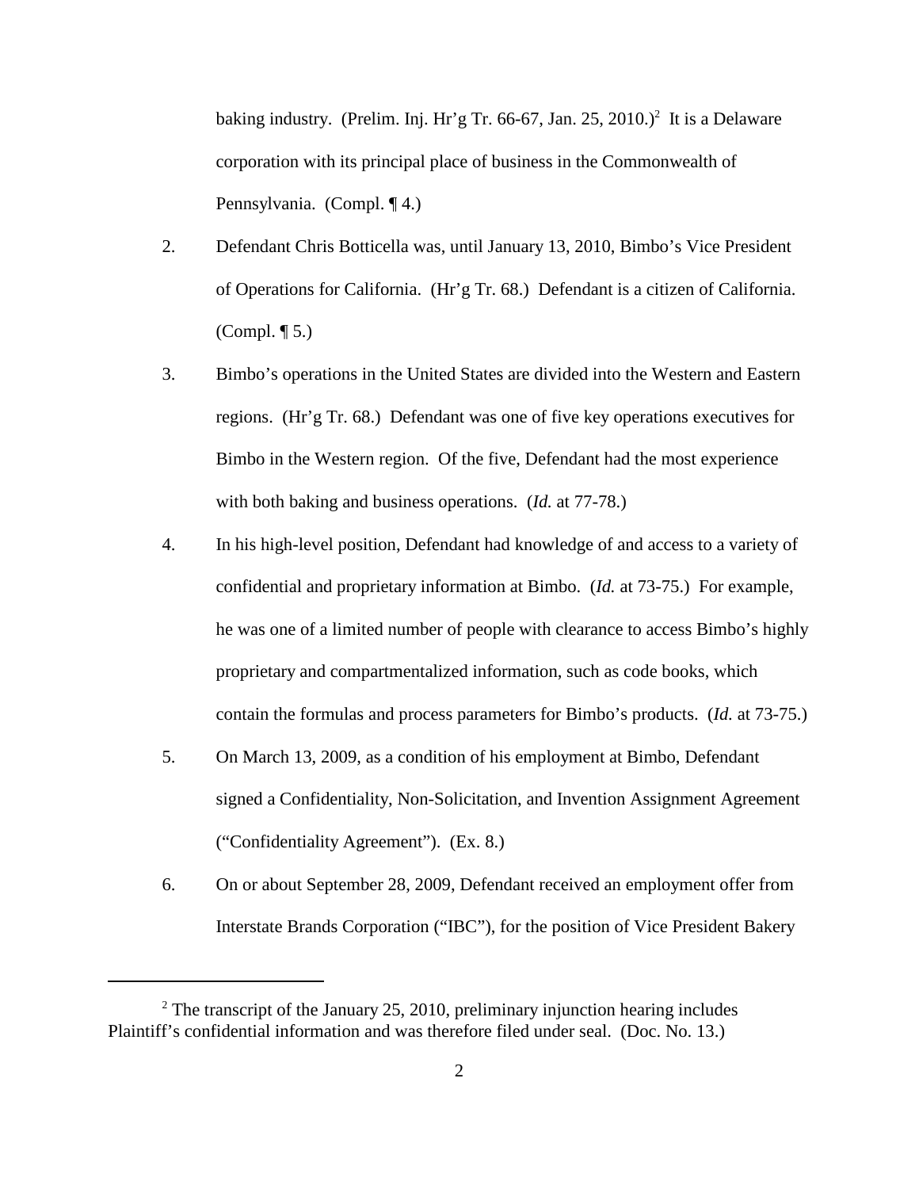baking industry. (Prelim. Inj. Hr'g Tr. 66-67, Jan. 25, 2010.)[2] It is a Delaware corporation with its principal place of business in the Commonwealth of Pennsylvania. (Compl. ¶ 4.)

2. Defendant Chris Botticella was, until January 13, 2010, Bimbo's Vice President of Operations for California. (Hr'g Tr. 68.) Defendant is a citizen of California. (Compl. ¶ 5.)

3. Bimbo's operations in the United States are divided into the Western and Eastern regions. (Hr'g Tr. 68.) Defendant was one of five key operations executives for Bimbo in the Western region. Of the five, Defendant had the most experience with both baking and business operations. (*Id.* at 77-78.)

4. In his high-level position, Defendant had knowledge of and access to a variety of confidential and proprietary information at Bimbo. (*Id.* at 73-75.) For example, he was one of a limited number of people with clearance to access Bimbo's highly proprietary and compartmentalized information, such as code books, which contain the formulas and process parameters for Bimbo's products. (*Id.* at 73-75.)

5. On March 13, 2009, as a condition of his employment at Bimbo, Defendant signed a Confidentiality, Non-Solicitation, and Invention Assignment Agreement ("Confidentiality Agreement"). (Ex. 8.)

6. On or about September 28, 2009, Defendant received an employment offer from Interstate Brands Corporation ("IBC"), for the position of Vice President Bakery

---

[2] The transcript of the January 25, 2010, preliminary injunction hearing includes Plaintiff's confidential information and was therefore filed under seal. (Doc. No. 13.)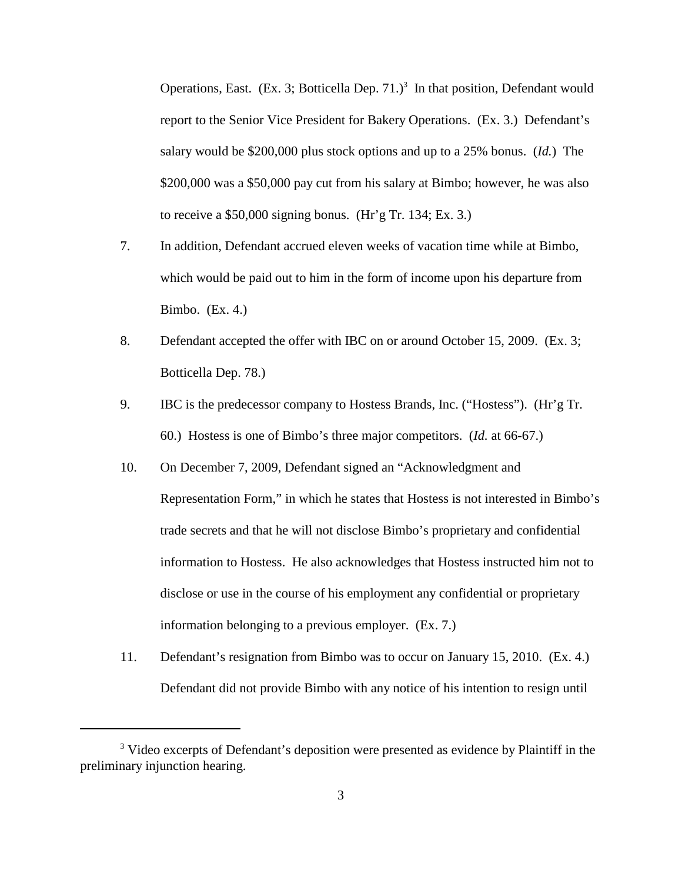Operations, East. (Ex. 3; Botticella Dep. 71.)[3] In that position, Defendant would report to the Senior Vice President for Bakery Operations. (Ex. 3.) Defendant's salary would be $200,000 plus stock options and up to a 25% bonus. (*Id.*) The $200,000 was a $50,000 pay cut from his salary at Bimbo; however, he was also to receive a $50,000 signing bonus. (Hr'g Tr. 134; Ex. 3.)

7. In addition, Defendant accrued eleven weeks of vacation time while at Bimbo, which would be paid out to him in the form of income upon his departure from Bimbo. (Ex. 4.)

8. Defendant accepted the offer with IBC on or around October 15, 2009. (Ex. 3; Botticella Dep. 78.)

9. IBC is the predecessor company to Hostess Brands, Inc. ("Hostess"). (Hr'g Tr. 60.) Hostess is one of Bimbo's three major competitors. (*Id.* at 66-67.)

10. On December 7, 2009, Defendant signed an "Acknowledgment and Representation Form," in which he states that Hostess is not interested in Bimbo's trade secrets and that he will not disclose Bimbo's proprietary and confidential information to Hostess. He also acknowledges that Hostess instructed him not to disclose or use in the course of his employment any confidential or proprietary information belonging to a previous employer. (Ex. 7.)

11. Defendant's resignation from Bimbo was to occur on January 15, 2010. (Ex. 4.) Defendant did not provide Bimbo with any notice of his intention to resign until

---

[3] Video excerpts of Defendant's deposition were presented as evidence by Plaintiff in the preliminary injunction hearing.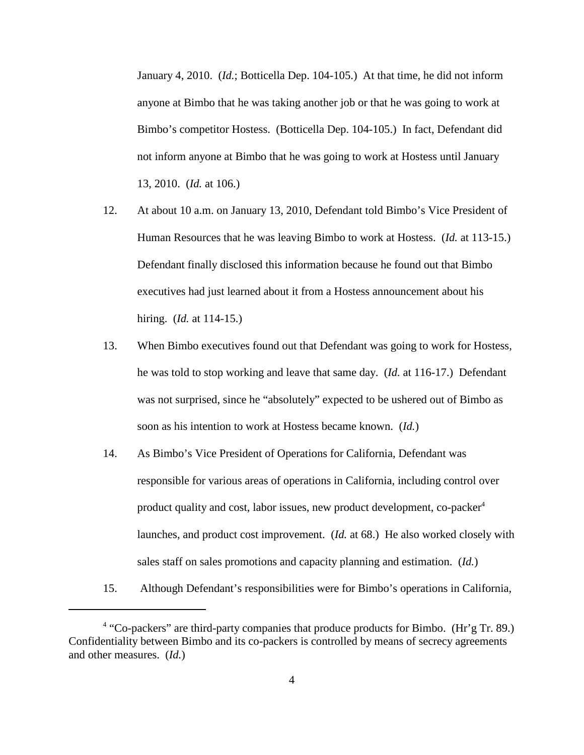January 4, 2010. (*Id.*; Botticella Dep. 104-105.) At that time, he did not inform anyone at Bimbo that he was taking another job or that he was going to work at Bimbo's competitor Hostess. (Botticella Dep. 104-105.) In fact, Defendant did not inform anyone at Bimbo that he was going to work at Hostess until January 13, 2010. (*Id.* at 106.)

12. At about 10 a.m. on January 13, 2010, Defendant told Bimbo's Vice President of Human Resources that he was leaving Bimbo to work at Hostess. (*Id.* at 113-15.) Defendant finally disclosed this information because he found out that Bimbo executives had just learned about it from a Hostess announcement about his hiring. (*Id.* at 114-15.)

13. When Bimbo executives found out that Defendant was going to work for Hostess, he was told to stop working and leave that same day. (*Id.* at 116-17.) Defendant was not surprised, since he "absolutely" expected to be ushered out of Bimbo as soon as his intention to work at Hostess became known. (*Id.*)

14. As Bimbo's Vice President of Operations for California, Defendant was responsible for various areas of operations in California, including control over product quality and cost, labor issues, new product development, co-packer[4] launches, and product cost improvement. (*Id.* at 68.) He also worked closely with sales staff on sales promotions and capacity planning and estimation. (*Id.*)

15. Although Defendant's responsibilities were for Bimbo's operations in California,

---

[4] "Co-packers" are third-party companies that produce products for Bimbo. (Hr'g Tr. 89.) Confidentiality between Bimbo and its co-packers is controlled by means of secrecy agreements and other measures. (*Id.*)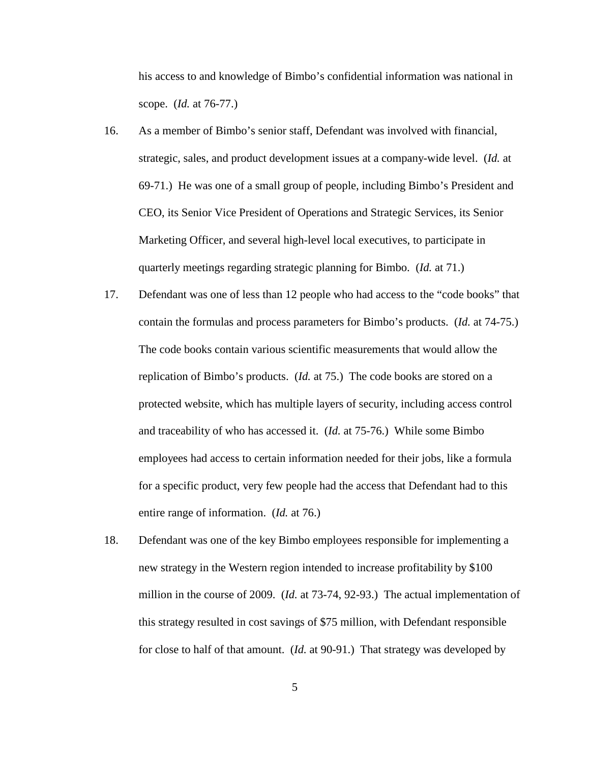his access to and knowledge of Bimbo's confidential information was national in scope. (*Id.* at 76-77.)

16. As a member of Bimbo's senior staff, Defendant was involved with financial, strategic, sales, and product development issues at a company-wide level. (*Id.* at 69-71.) He was one of a small group of people, including Bimbo's President and CEO, its Senior Vice President of Operations and Strategic Services, its Senior Marketing Officer, and several high-level local executives, to participate in quarterly meetings regarding strategic planning for Bimbo. (*Id.* at 71.)

17. Defendant was one of less than 12 people who had access to the "code books" that contain the formulas and process parameters for Bimbo's products. (*Id.* at 74-75.) The code books contain various scientific measurements that would allow the replication of Bimbo's products. (*Id.* at 75.) The code books are stored on a protected website, which has multiple layers of security, including access control and traceability of who has accessed it. (*Id.* at 75-76.) While some Bimbo employees had access to certain information needed for their jobs, like a formula for a specific product, very few people had the access that Defendant had to this entire range of information. (*Id.* at 76.)

18. Defendant was one of the key Bimbo employees responsible for implementing a new strategy in the Western region intended to increase profitability by $100 million in the course of 2009. (*Id.* at 73-74, 92-93.) The actual implementation of this strategy resulted in cost savings of $75 million, with Defendant responsible for close to half of that amount. (*Id.* at 90-91.) That strategy was developed by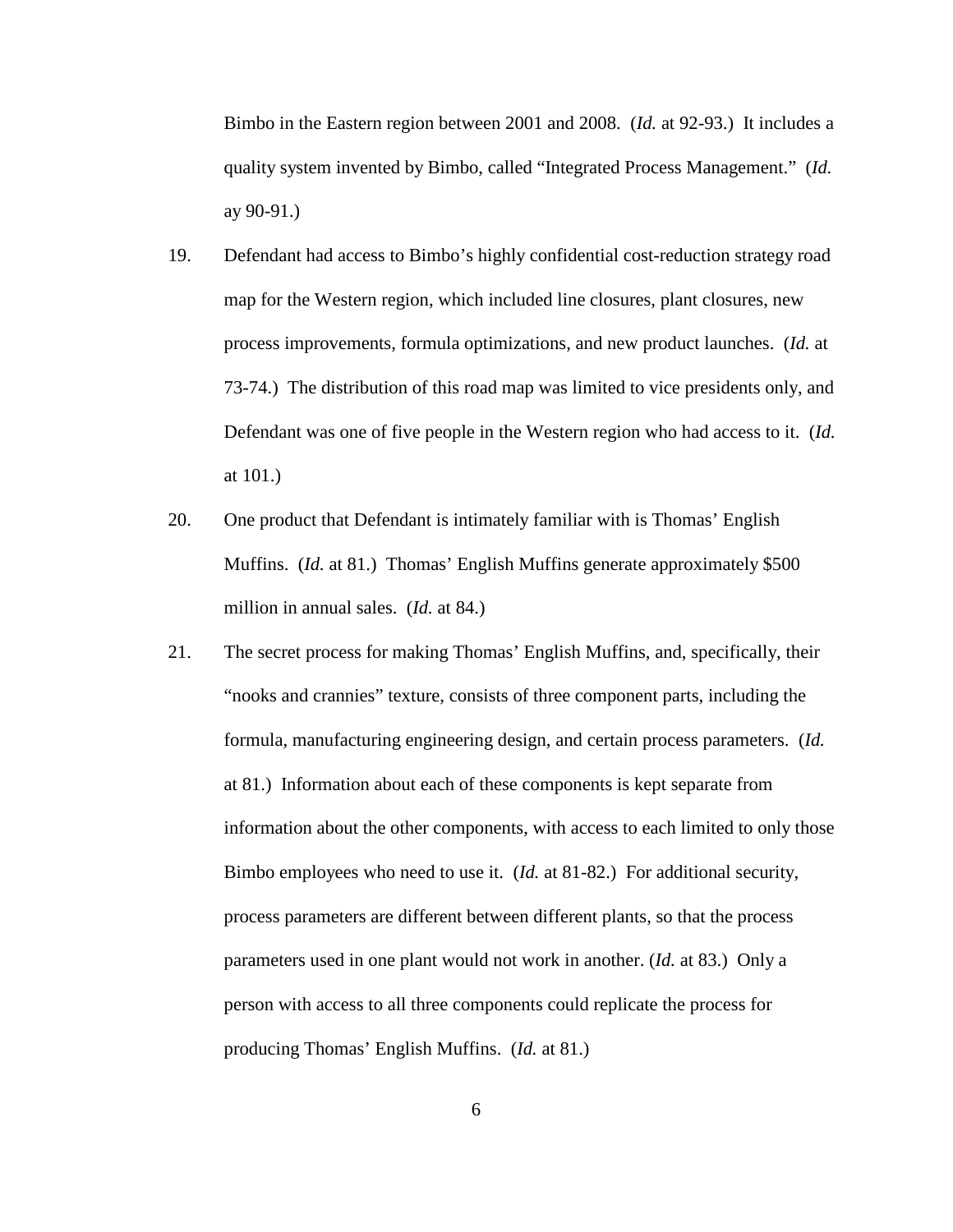Bimbo in the Eastern region between 2001 and 2008. (*Id.* at 92-93.) It includes a quality system invented by Bimbo, called "Integrated Process Management." (*Id.* ay 90-91.)

19. Defendant had access to Bimbo's highly confidential cost-reduction strategy road map for the Western region, which included line closures, plant closures, new process improvements, formula optimizations, and new product launches. (*Id.* at 73-74.) The distribution of this road map was limited to vice presidents only, and Defendant was one of five people in the Western region who had access to it. (*Id.* at 101.)

20. One product that Defendant is intimately familiar with is Thomas' English Muffins. (*Id.* at 81.) Thomas' English Muffins generate approximately $500 million in annual sales. (*Id.* at 84.)

21. The secret process for making Thomas' English Muffins, and, specifically, their "nooks and crannies" texture, consists of three component parts, including the formula, manufacturing engineering design, and certain process parameters. (*Id.* at 81.) Information about each of these components is kept separate from information about the other components, with access to each limited to only those Bimbo employees who need to use it. (*Id.* at 81-82.) For additional security, process parameters are different between different plants, so that the process parameters used in one plant would not work in another. (*Id.* at 83.) Only a person with access to all three components could replicate the process for producing Thomas' English Muffins. (*Id.* at 81.)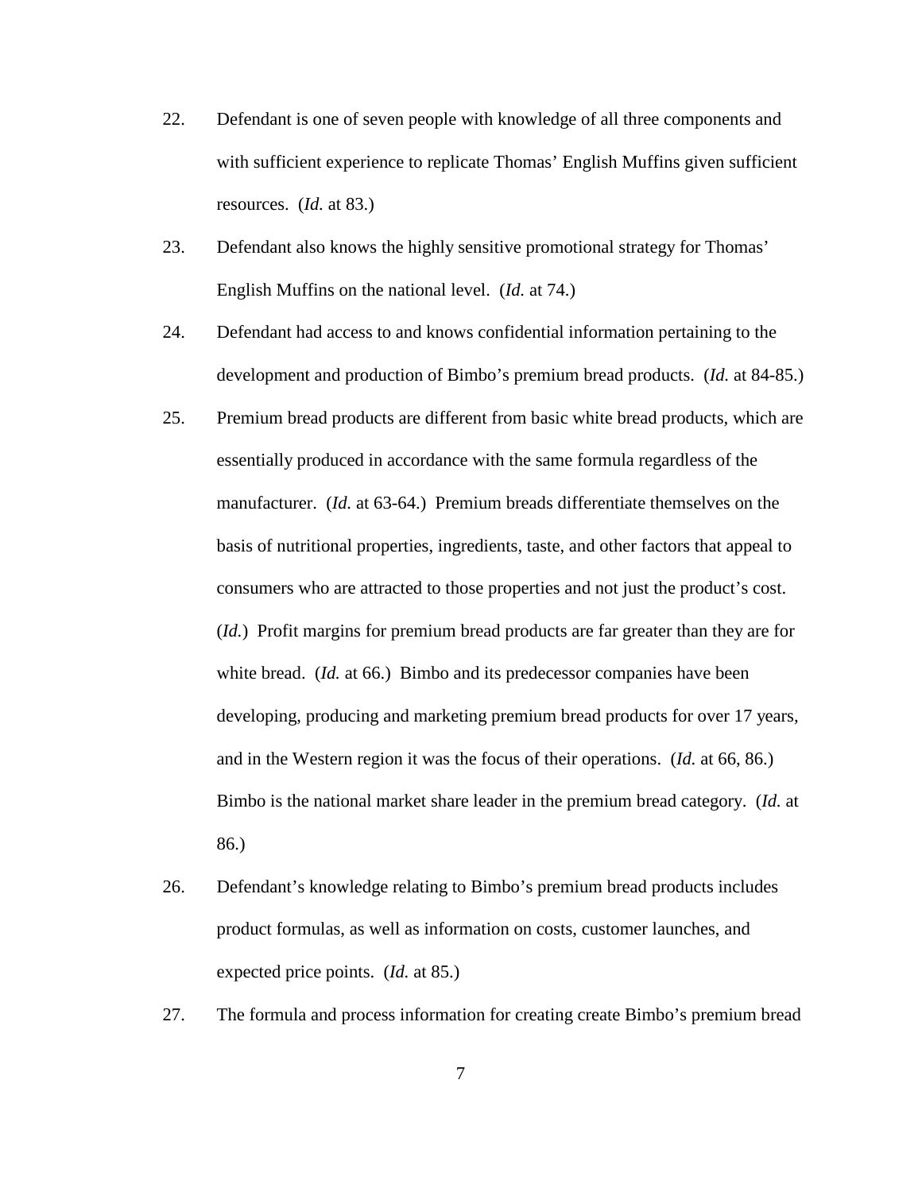22. Defendant is one of seven people with knowledge of all three components and with sufficient experience to replicate Thomas' English Muffins given sufficient resources. (*Id.* at 83.)

23. Defendant also knows the highly sensitive promotional strategy for Thomas' English Muffins on the national level. (*Id.* at 74.)

24. Defendant had access to and knows confidential information pertaining to the development and production of Bimbo's premium bread products. (*Id.* at 84-85.)

25. Premium bread products are different from basic white bread products, which are essentially produced in accordance with the same formula regardless of the manufacturer. (*Id.* at 63-64.) Premium breads differentiate themselves on the basis of nutritional properties, ingredients, taste, and other factors that appeal to consumers who are attracted to those properties and not just the product's cost. (*Id.*) Profit margins for premium bread products are far greater than they are for white bread. (*Id.* at 66.) Bimbo and its predecessor companies have been developing, producing and marketing premium bread products for over 17 years, and in the Western region it was the focus of their operations. (*Id.* at 66, 86.) Bimbo is the national market share leader in the premium bread category. (*Id.* at 86.)

26. Defendant's knowledge relating to Bimbo's premium bread products includes product formulas, as well as information on costs, customer launches, and expected price points. (*Id.* at 85.)

27. The formula and process information for creating create Bimbo's premium bread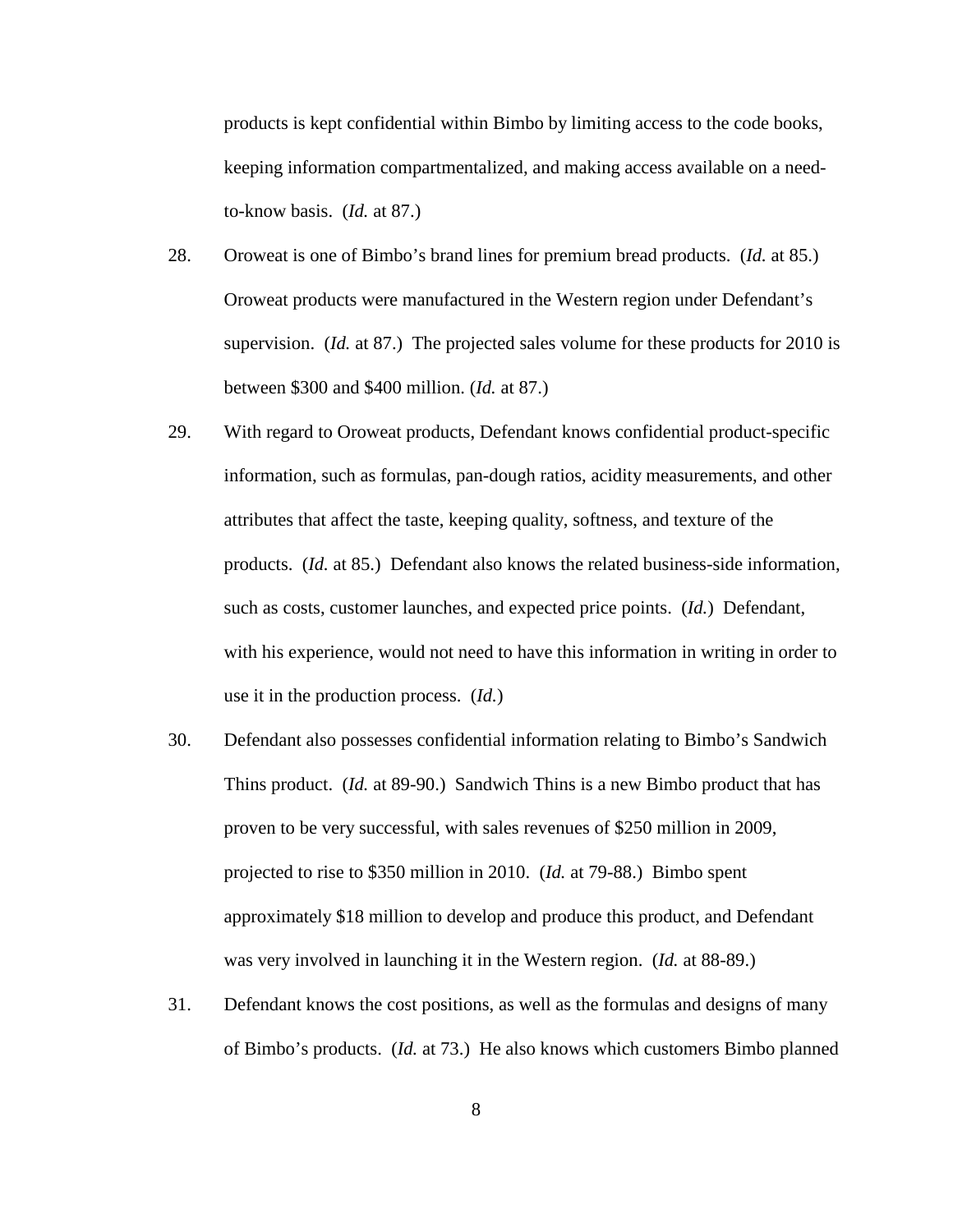products is kept confidential within Bimbo by limiting access to the code books, keeping information compartmentalized, and making access available on a need-to-know basis. (*Id.* at 87.)

28. Oroweat is one of Bimbo's brand lines for premium bread products. (*Id.* at 85.) Oroweat products were manufactured in the Western region under Defendant's supervision. (*Id.* at 87.) The projected sales volume for these products for 2010 is between $300 and $400 million. (*Id.* at 87.)

29. With regard to Oroweat products, Defendant knows confidential product-specific information, such as formulas, pan-dough ratios, acidity measurements, and other attributes that affect the taste, keeping quality, softness, and texture of the products. (*Id.* at 85.) Defendant also knows the related business-side information, such as costs, customer launches, and expected price points. (*Id.*) Defendant, with his experience, would not need to have this information in writing in order to use it in the production process. (*Id.*)

30. Defendant also possesses confidential information relating to Bimbo's Sandwich Thins product. (*Id.* at 89-90.) Sandwich Thins is a new Bimbo product that has proven to be very successful, with sales revenues of $250 million in 2009, projected to rise to $350 million in 2010. (*Id.* at 79-88.) Bimbo spent approximately $18 million to develop and produce this product, and Defendant was very involved in launching it in the Western region. (*Id.* at 88-89.)

31. Defendant knows the cost positions, as well as the formulas and designs of many of Bimbo's products. (*Id.* at 73.) He also knows which customers Bimbo planned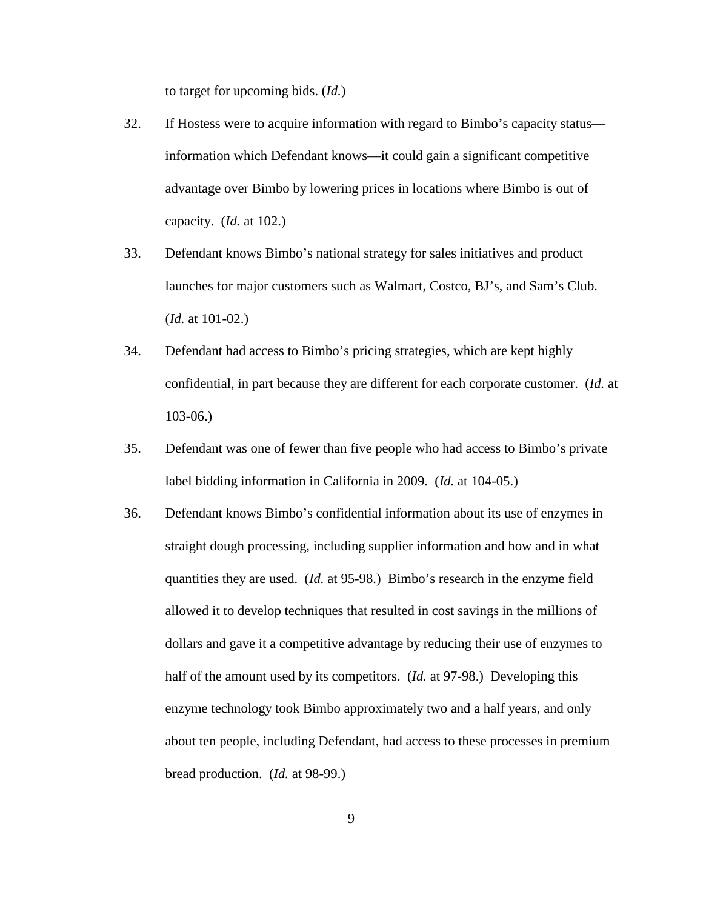to target for upcoming bids. (*Id.*)

32. If Hostess were to acquire information with regard to Bimbo's capacity status—information which Defendant knows—it could gain a significant competitive advantage over Bimbo by lowering prices in locations where Bimbo is out of capacity. (*Id.* at 102.)

33. Defendant knows Bimbo's national strategy for sales initiatives and product launches for major customers such as Walmart, Costco, BJ's, and Sam's Club. (*Id.* at 101-02.)

34. Defendant had access to Bimbo's pricing strategies, which are kept highly confidential, in part because they are different for each corporate customer. (*Id.* at 103-06.)

35. Defendant was one of fewer than five people who had access to Bimbo's private label bidding information in California in 2009. (*Id.* at 104-05.)

36. Defendant knows Bimbo's confidential information about its use of enzymes in straight dough processing, including supplier information and how and in what quantities they are used. (*Id.* at 95-98.) Bimbo's research in the enzyme field allowed it to develop techniques that resulted in cost savings in the millions of dollars and gave it a competitive advantage by reducing their use of enzymes to half of the amount used by its competitors. (*Id.* at 97-98.) Developing this enzyme technology took Bimbo approximately two and a half years, and only about ten people, including Defendant, had access to these processes in premium bread production. (*Id.* at 98-99.)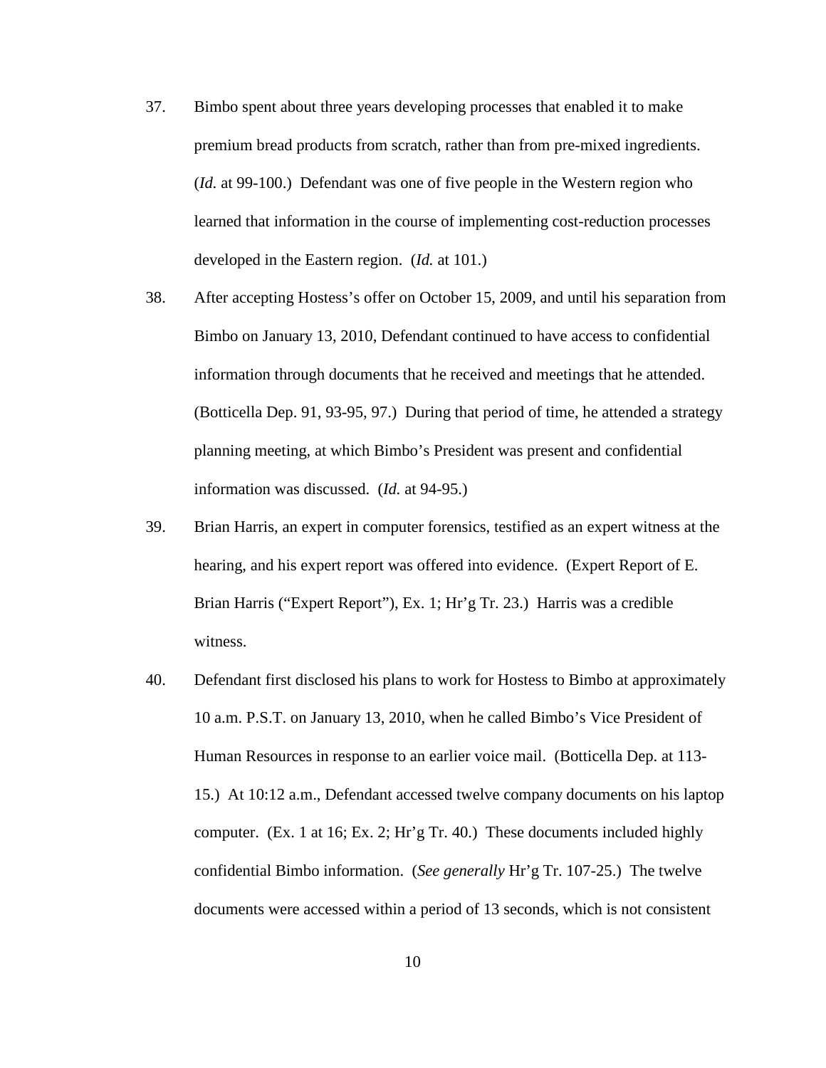37. Bimbo spent about three years developing processes that enabled it to make premium bread products from scratch, rather than from pre-mixed ingredients. (*Id.* at 99-100.) Defendant was one of five people in the Western region who learned that information in the course of implementing cost-reduction processes developed in the Eastern region. (*Id.* at 101.)

38. After accepting Hostess's offer on October 15, 2009, and until his separation from Bimbo on January 13, 2010, Defendant continued to have access to confidential information through documents that he received and meetings that he attended. (Botticella Dep. 91, 93-95, 97.) During that period of time, he attended a strategy planning meeting, at which Bimbo's President was present and confidential information was discussed. (*Id.* at 94-95.)

39. Brian Harris, an expert in computer forensics, testified as an expert witness at the hearing, and his expert report was offered into evidence. (Expert Report of E. Brian Harris ("Expert Report"), Ex. 1; Hr'g Tr. 23.) Harris was a credible witness.

40. Defendant first disclosed his plans to work for Hostess to Bimbo at approximately 10 a.m. P.S.T. on January 13, 2010, when he called Bimbo's Vice President of Human Resources in response to an earlier voice mail. (Botticella Dep. at 113-15.) At 10:12 a.m., Defendant accessed twelve company documents on his laptop computer. (Ex. 1 at 16; Ex. 2; Hr'g Tr. 40.) These documents included highly confidential Bimbo information. (*See generally* Hr'g Tr. 107-25.) The twelve documents were accessed within a period of 13 seconds, which is not consistent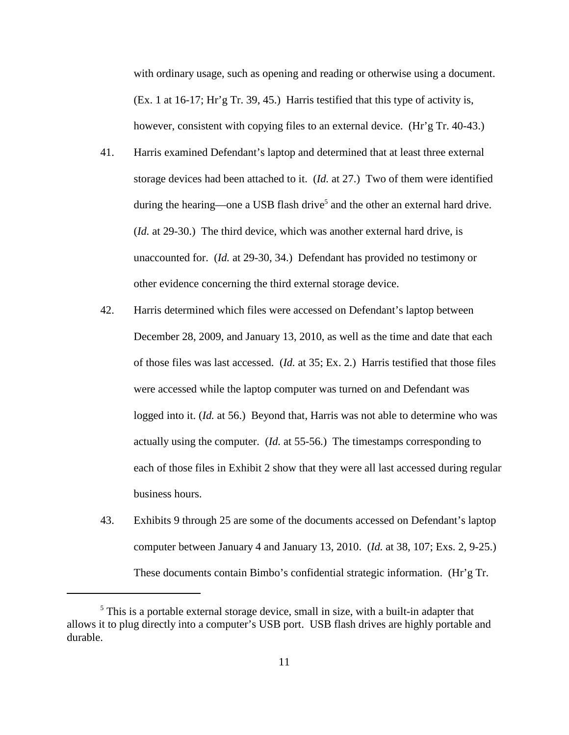with ordinary usage, such as opening and reading or otherwise using a document. (Ex. 1 at 16-17; Hr'g Tr. 39, 45.) Harris testified that this type of activity is, however, consistent with copying files to an external device. (Hr'g Tr. 40-43.)

41. Harris examined Defendant's laptop and determined that at least three external storage devices had been attached to it. (*Id.* at 27.) Two of them were identified during the hearing—one a USB flash drive[5] and the other an external hard drive. (*Id.* at 29-30.) The third device, which was another external hard drive, is unaccounted for. (*Id.* at 29-30, 34.) Defendant has provided no testimony or other evidence concerning the third external storage device.

42. Harris determined which files were accessed on Defendant's laptop between December 28, 2009, and January 13, 2010, as well as the time and date that each of those files was last accessed. (*Id.* at 35; Ex. 2.) Harris testified that those files were accessed while the laptop computer was turned on and Defendant was logged into it. (*Id.* at 56.) Beyond that, Harris was not able to determine who was actually using the computer. (*Id.* at 55-56.) The timestamps corresponding to each of those files in Exhibit 2 show that they were all last accessed during regular business hours.

43. Exhibits 9 through 25 are some of the documents accessed on Defendant's laptop computer between January 4 and January 13, 2010. (*Id.* at 38, 107; Exs. 2, 9-25.) These documents contain Bimbo's confidential strategic information. (Hr'g Tr.

---

[5] This is a portable external storage device, small in size, with a built-in adapter that allows it to plug directly into a computer's USB port. USB flash drives are highly portable and durable.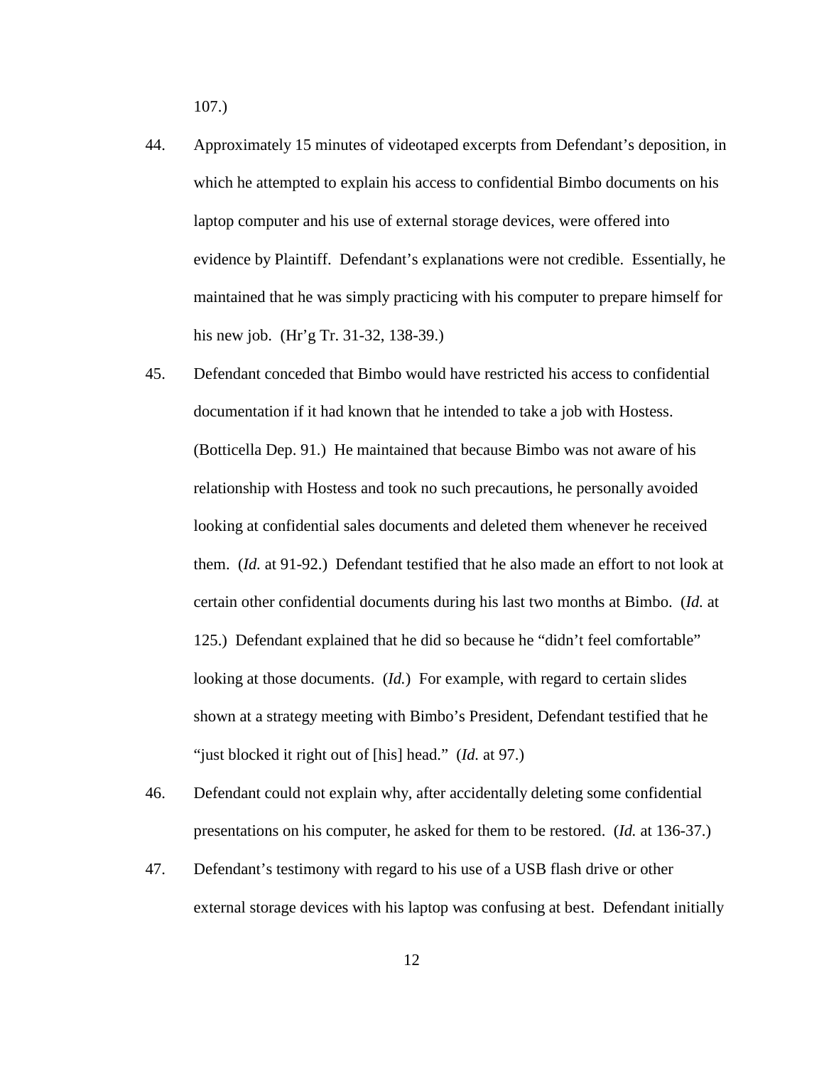107.)

44. Approximately 15 minutes of videotaped excerpts from Defendant's deposition, in which he attempted to explain his access to confidential Bimbo documents on his laptop computer and his use of external storage devices, were offered into evidence by Plaintiff. Defendant's explanations were not credible. Essentially, he maintained that he was simply practicing with his computer to prepare himself for his new job. (Hr'g Tr. 31-32, 138-39.)

45. Defendant conceded that Bimbo would have restricted his access to confidential documentation if it had known that he intended to take a job with Hostess. (Botticella Dep. 91.) He maintained that because Bimbo was not aware of his relationship with Hostess and took no such precautions, he personally avoided looking at confidential sales documents and deleted them whenever he received them. (*Id.* at 91-92.) Defendant testified that he also made an effort to not look at certain other confidential documents during his last two months at Bimbo. (*Id.* at 125.) Defendant explained that he did so because he "didn't feel comfortable" looking at those documents. (*Id.*) For example, with regard to certain slides shown at a strategy meeting with Bimbo's President, Defendant testified that he "just blocked it right out of [his] head." (*Id.* at 97.)

46. Defendant could not explain why, after accidentally deleting some confidential presentations on his computer, he asked for them to be restored. (*Id.* at 136-37.)

47. Defendant's testimony with regard to his use of a USB flash drive or other external storage devices with his laptop was confusing at best. Defendant initially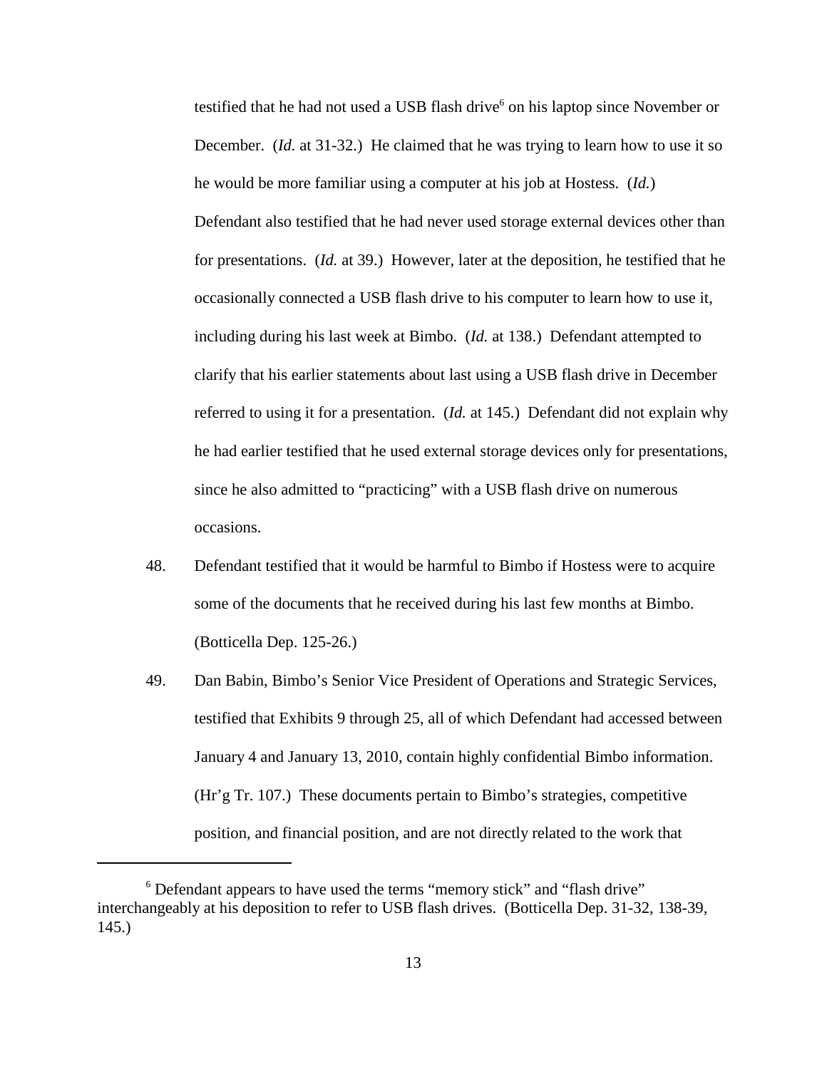testified that he had not used a USB flash drive[6] on his laptop since November or December. (*Id.* at 31-32.) He claimed that he was trying to learn how to use it so he would be more familiar using a computer at his job at Hostess. (*Id.*) Defendant also testified that he had never used storage external devices other than for presentations. (*Id.* at 39.) However, later at the deposition, he testified that he occasionally connected a USB flash drive to his computer to learn how to use it, including during his last week at Bimbo. (*Id.* at 138.) Defendant attempted to clarify that his earlier statements about last using a USB flash drive in December referred to using it for a presentation. (*Id.* at 145.) Defendant did not explain why he had earlier testified that he used external storage devices only for presentations, since he also admitted to "practicing" with a USB flash drive on numerous occasions.

48. Defendant testified that it would be harmful to Bimbo if Hostess were to acquire some of the documents that he received during his last few months at Bimbo. (Botticella Dep. 125-26.)

49. Dan Babin, Bimbo's Senior Vice President of Operations and Strategic Services, testified that Exhibits 9 through 25, all of which Defendant had accessed between January 4 and January 13, 2010, contain highly confidential Bimbo information. (Hr'g Tr. 107.) These documents pertain to Bimbo's strategies, competitive position, and financial position, and are not directly related to the work that

---

[6] Defendant appears to have used the terms "memory stick" and "flash drive" interchangeably at his deposition to refer to USB flash drives. (Botticella Dep. 31-32, 138-39, 145.)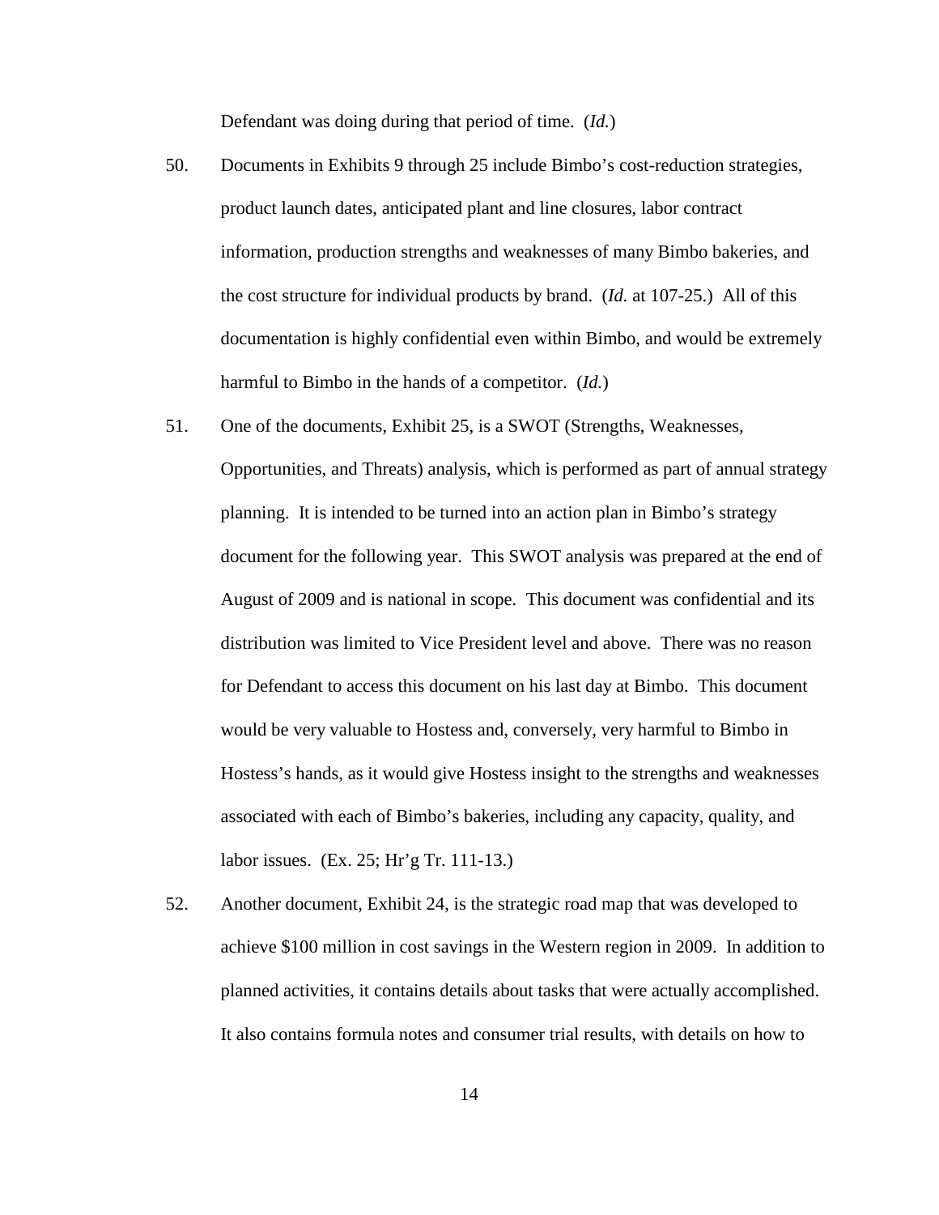Defendant was doing during that period of time. (*Id.*)

50. Documents in Exhibits 9 through 25 include Bimbo's cost-reduction strategies, product launch dates, anticipated plant and line closures, labor contract information, production strengths and weaknesses of many Bimbo bakeries, and the cost structure for individual products by brand. (*Id.* at 107-25.) All of this documentation is highly confidential even within Bimbo, and would be extremely harmful to Bimbo in the hands of a competitor. (*Id.*)

51. One of the documents, Exhibit 25, is a SWOT (Strengths, Weaknesses, Opportunities, and Threats) analysis, which is performed as part of annual strategy planning. It is intended to be turned into an action plan in Bimbo's strategy document for the following year. This SWOT analysis was prepared at the end of August of 2009 and is national in scope. This document was confidential and its distribution was limited to Vice President level and above. There was no reason for Defendant to access this document on his last day at Bimbo. This document would be very valuable to Hostess and, conversely, very harmful to Bimbo in Hostess's hands, as it would give Hostess insight to the strengths and weaknesses associated with each of Bimbo's bakeries, including any capacity, quality, and labor issues. (Ex. 25; Hr'g Tr. 111-13.)

52. Another document, Exhibit 24, is the strategic road map that was developed to achieve $100 million in cost savings in the Western region in 2009. In addition to planned activities, it contains details about tasks that were actually accomplished. It also contains formula notes and consumer trial results, with details on how to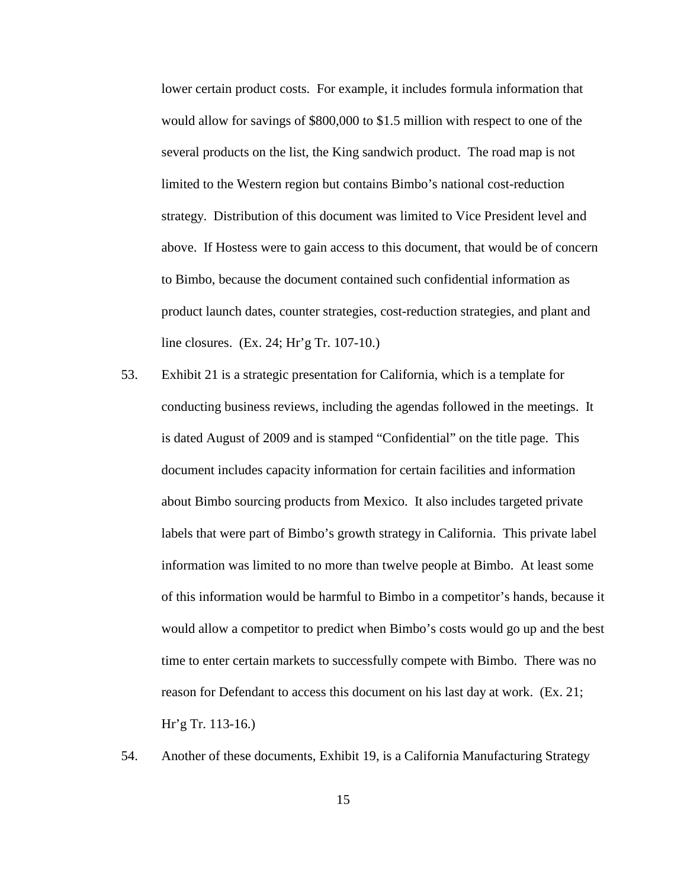lower certain product costs. For example, it includes formula information that would allow for savings of $800,000 to $1.5 million with respect to one of the several products on the list, the King sandwich product. The road map is not limited to the Western region but contains Bimbo's national cost-reduction strategy. Distribution of this document was limited to Vice President level and above. If Hostess were to gain access to this document, that would be of concern to Bimbo, because the document contained such confidential information as product launch dates, counter strategies, cost-reduction strategies, and plant and line closures. (Ex. 24; Hr'g Tr. 107-10.)

53. Exhibit 21 is a strategic presentation for California, which is a template for conducting business reviews, including the agendas followed in the meetings. It is dated August of 2009 and is stamped "Confidential" on the title page. This document includes capacity information for certain facilities and information about Bimbo sourcing products from Mexico. It also includes targeted private labels that were part of Bimbo's growth strategy in California. This private label information was limited to no more than twelve people at Bimbo. At least some of this information would be harmful to Bimbo in a competitor's hands, because it would allow a competitor to predict when Bimbo's costs would go up and the best time to enter certain markets to successfully compete with Bimbo. There was no reason for Defendant to access this document on his last day at work. (Ex. 21; Hr'g Tr. 113-16.)

54. Another of these documents, Exhibit 19, is a California Manufacturing Strategy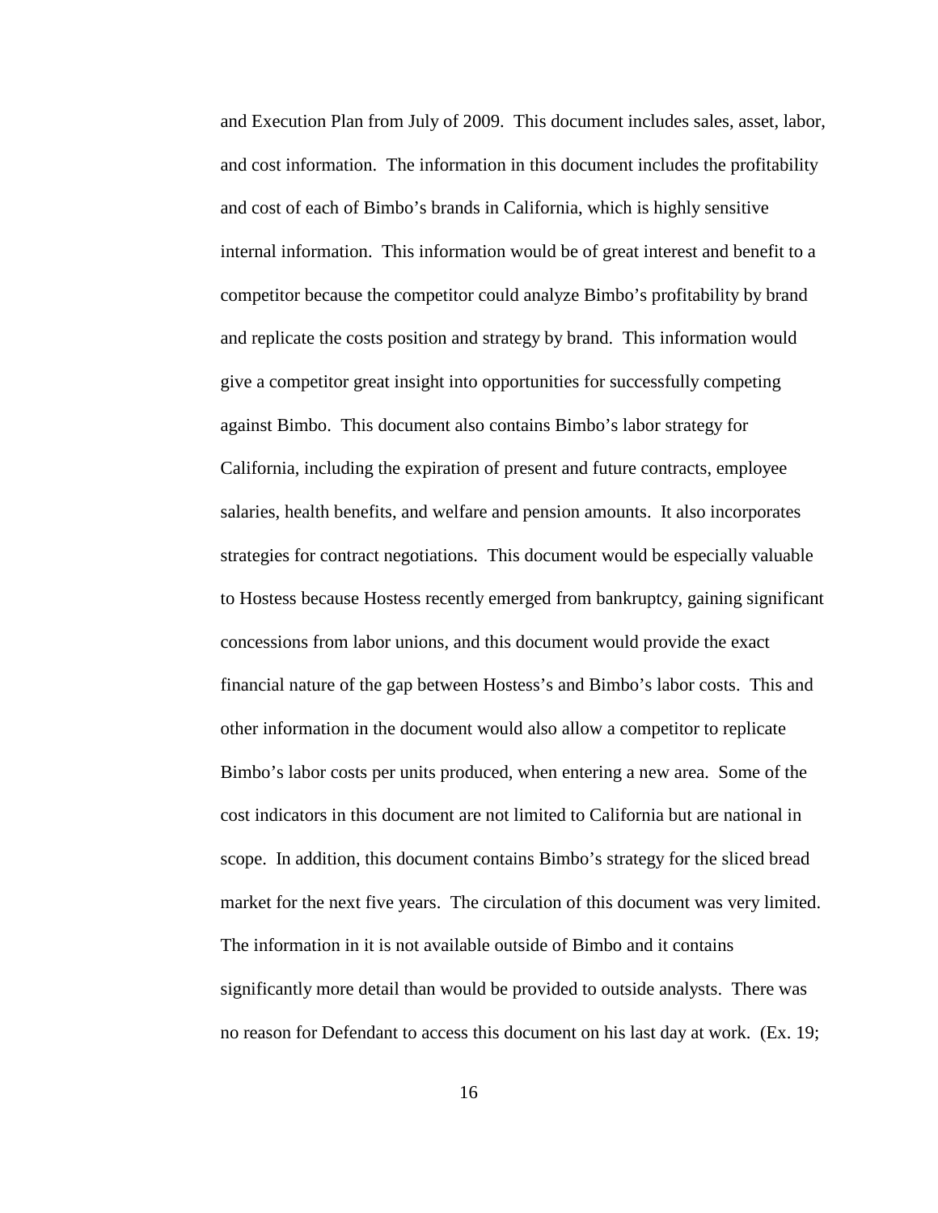and Execution Plan from July of 2009. This document includes sales, asset, labor, and cost information. The information in this document includes the profitability and cost of each of Bimbo's brands in California, which is highly sensitive internal information. This information would be of great interest and benefit to a competitor because the competitor could analyze Bimbo's profitability by brand and replicate the costs position and strategy by brand. This information would give a competitor great insight into opportunities for successfully competing against Bimbo. This document also contains Bimbo's labor strategy for California, including the expiration of present and future contracts, employee salaries, health benefits, and welfare and pension amounts. It also incorporates strategies for contract negotiations. This document would be especially valuable to Hostess because Hostess recently emerged from bankruptcy, gaining significant concessions from labor unions, and this document would provide the exact financial nature of the gap between Hostess's and Bimbo's labor costs. This and other information in the document would also allow a competitor to replicate Bimbo's labor costs per units produced, when entering a new area. Some of the cost indicators in this document are not limited to California but are national in scope. In addition, this document contains Bimbo's strategy for the sliced bread market for the next five years. The circulation of this document was very limited. The information in it is not available outside of Bimbo and it contains significantly more detail than would be provided to outside analysts. There was no reason for Defendant to access this document on his last day at work. (Ex. 19;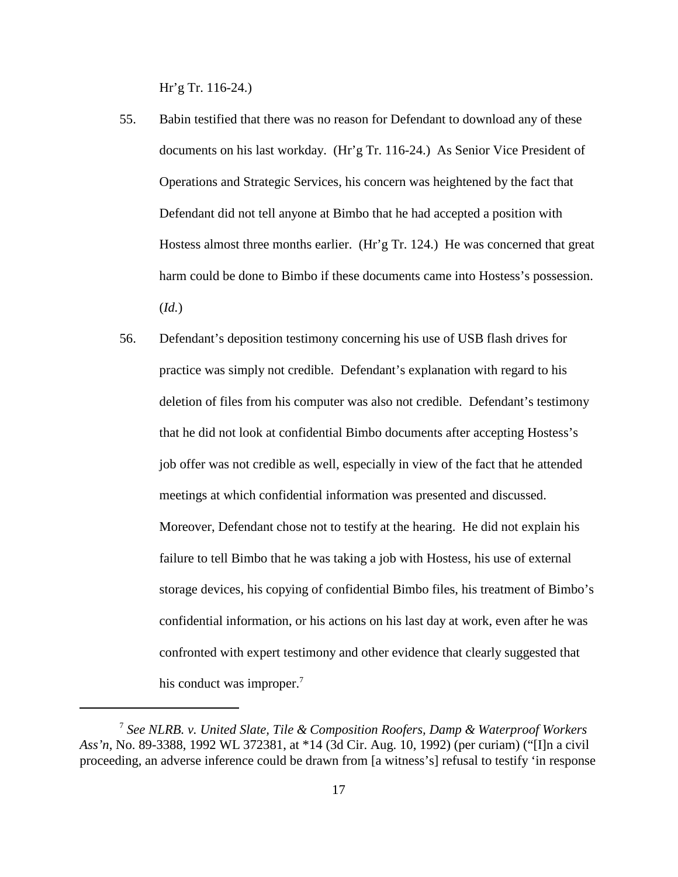Hr'g Tr. 116-24.)

55. Babin testified that there was no reason for Defendant to download any of these documents on his last workday. (Hr'g Tr. 116-24.) As Senior Vice President of Operations and Strategic Services, his concern was heightened by the fact that Defendant did not tell anyone at Bimbo that he had accepted a position with Hostess almost three months earlier. (Hr'g Tr. 124.) He was concerned that great harm could be done to Bimbo if these documents came into Hostess's possession. (*Id.*)

56. Defendant's deposition testimony concerning his use of USB flash drives for practice was simply not credible. Defendant's explanation with regard to his deletion of files from his computer was also not credible. Defendant's testimony that he did not look at confidential Bimbo documents after accepting Hostess's job offer was not credible as well, especially in view of the fact that he attended meetings at which confidential information was presented and discussed. Moreover, Defendant chose not to testify at the hearing. He did not explain his failure to tell Bimbo that he was taking a job with Hostess, his use of external storage devices, his copying of confidential Bimbo files, his treatment of Bimbo's confidential information, or his actions on his last day at work, even after he was confronted with expert testimony and other evidence that clearly suggested that his conduct was improper.[7]

---

[7] *See NLRB. v. United Slate, Tile & Composition Roofers, Damp & Waterproof Workers Ass'n*, No. 89-3388, 1992 WL 372381, at *14 (3d Cir. Aug. 10, 1992) (per curiam) ("[I]n a civil proceeding, an adverse inference could be drawn from [a witness's] refusal to testify 'in response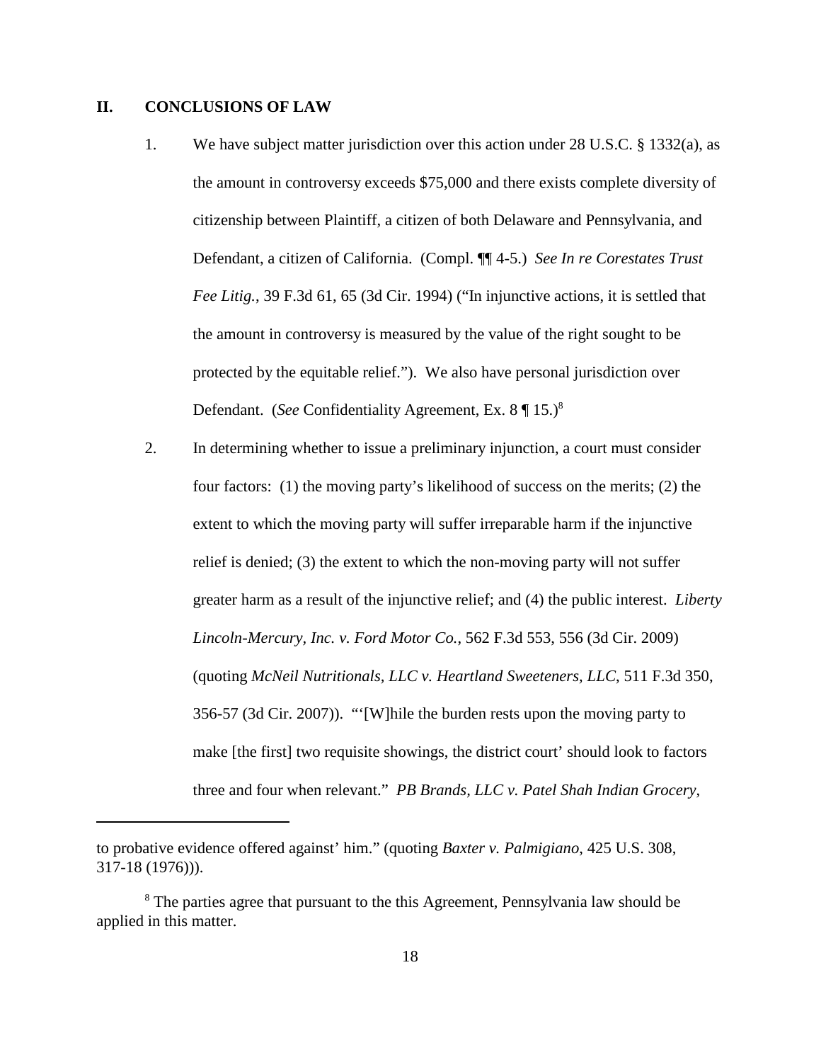## II. CONCLUSIONS OF LAW

1. We have subject matter jurisdiction over this action under 28 U.S.C. § 1332(a), as the amount in controversy exceeds $75,000 and there exists complete diversity of citizenship between Plaintiff, a citizen of both Delaware and Pennsylvania, and Defendant, a citizen of California. (Compl. ¶¶ 4-5.) *See In re Corestates Trust Fee Litig.*, 39 F.3d 61, 65 (3d Cir. 1994) ("In injunctive actions, it is settled that the amount in controversy is measured by the value of the right sought to be protected by the equitable relief."). We also have personal jurisdiction over Defendant. (*See* Confidentiality Agreement, Ex. 8 ¶ 15.)[8]

2. In determining whether to issue a preliminary injunction, a court must consider four factors: (1) the moving party's likelihood of success on the merits; (2) the extent to which the moving party will suffer irreparable harm if the injunctive relief is denied; (3) the extent to which the non-moving party will not suffer greater harm as a result of the injunctive relief; and (4) the public interest. *Liberty Lincoln-Mercury, Inc. v. Ford Motor Co.*, 562 F.3d 553, 556 (3d Cir. 2009) (quoting *McNeil Nutritionals, LLC v. Heartland Sweeteners, LLC*, 511 F.3d 350, 356-57 (3d Cir. 2007)). "'[W]hile the burden rests upon the moving party to make [the first] two requisite showings, the district court' should look to factors three and four when relevant." *PB Brands, LLC v. Patel Shah Indian Grocery*,

---

to probative evidence offered against' him." (quoting *Baxter v. Palmigiano*, 425 U.S. 308, 317-18 (1976))).

[8] The parties agree that pursuant to the this Agreement, Pennsylvania law should be applied in this matter.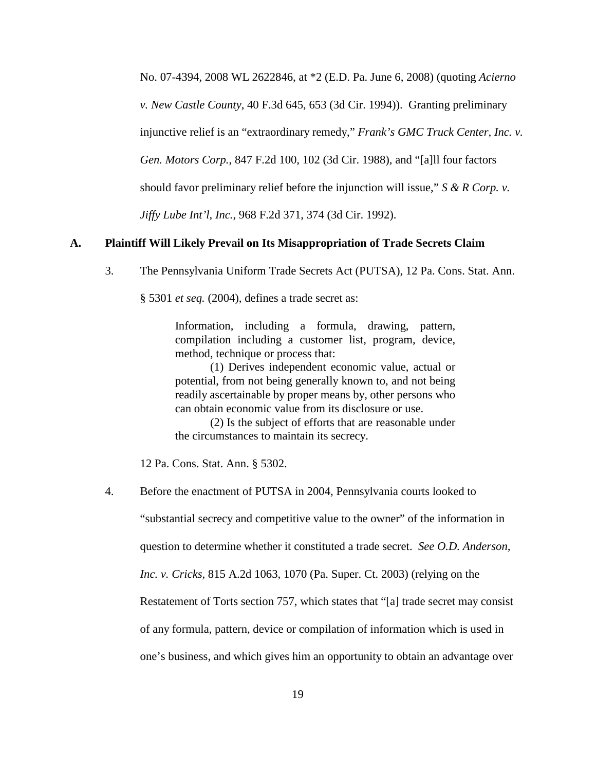No. 07-4394, 2008 WL 2622846, at *2 (E.D. Pa. June 6, 2008) (quoting *Acierno v. New Castle County*, 40 F.3d 645, 653 (3d Cir. 1994)). Granting preliminary injunctive relief is an "extraordinary remedy," *Frank's GMC Truck Center, Inc. v. Gen. Motors Corp.*, 847 F.2d 100, 102 (3d Cir. 1988), and "[a]ll four factors should favor preliminary relief before the injunction will issue," *S & R Corp. v. Jiffy Lube Int'l, Inc.*, 968 F.2d 371, 374 (3d Cir. 1992).

## A. Plaintiff Will Likely Prevail on Its Misappropriation of Trade Secrets Claim

3. The Pennsylvania Uniform Trade Secrets Act (PUTSA), 12 Pa. Cons. Stat. Ann. § 5301 *et seq.* (2004), defines a trade secret as:

> Information, including a formula, drawing, pattern, compilation including a customer list, program, device, method, technique or process that:
>
> (1) Derives independent economic value, actual or potential, from not being generally known to, and not being readily ascertainable by proper means by, other persons who can obtain economic value from its disclosure or use.
>
> (2) Is the subject of efforts that are reasonable under the circumstances to maintain its secrecy.

12 Pa. Cons. Stat. Ann. § 5302.

4. Before the enactment of PUTSA in 2004, Pennsylvania courts looked to "substantial secrecy and competitive value to the owner" of the information in question to determine whether it constituted a trade secret. *See O.D. Anderson, Inc. v. Cricks*, 815 A.2d 1063, 1070 (Pa. Super. Ct. 2003) (relying on the Restatement of Torts section 757, which states that "[a] trade secret may consist of any formula, pattern, device or compilation of information which is used in one's business, and which gives him an opportunity to obtain an advantage over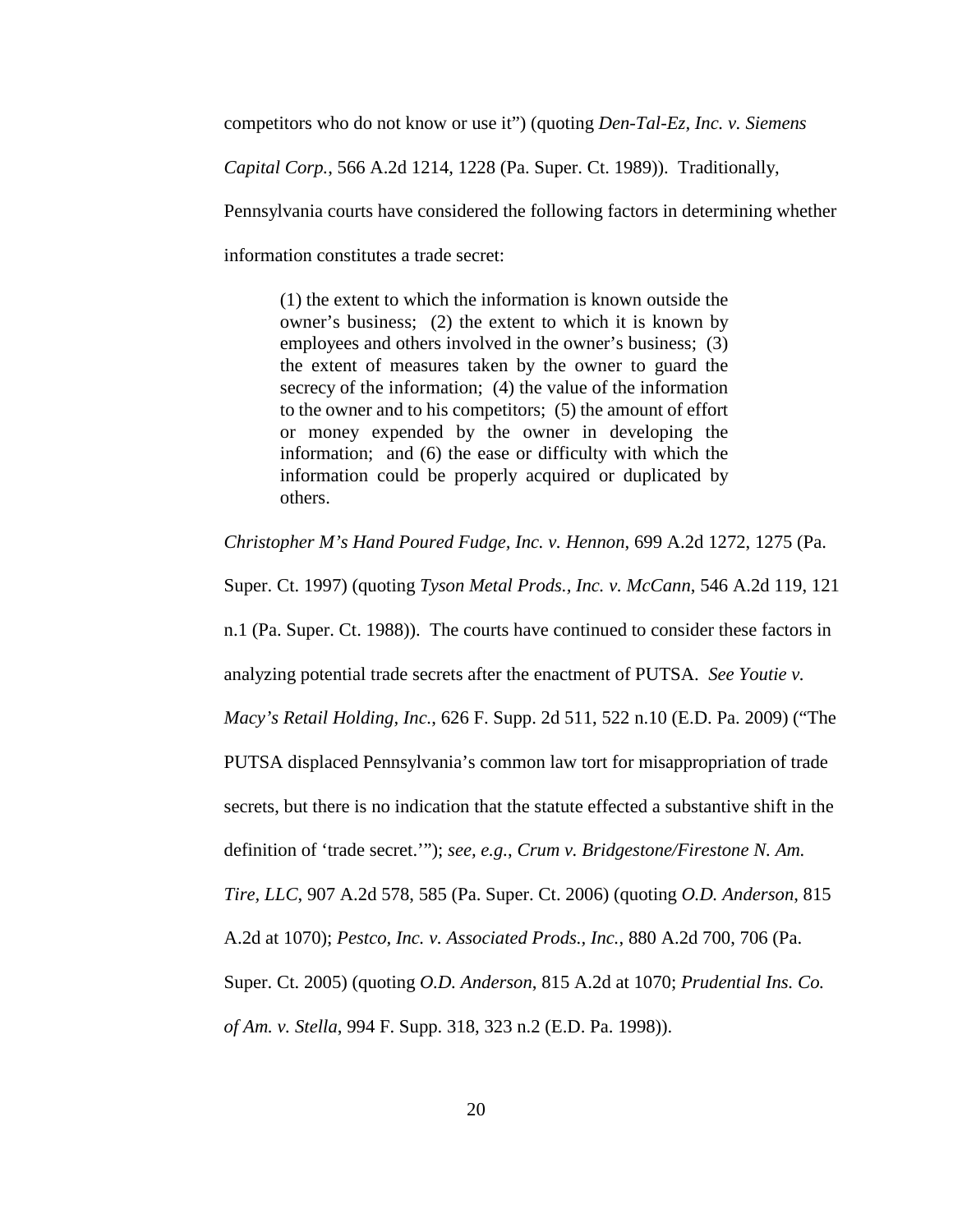competitors who do not know or use it") (quoting *Den-Tal-Ez, Inc. v. Siemens Capital Corp.*, 566 A.2d 1214, 1228 (Pa. Super. Ct. 1989)). Traditionally, Pennsylvania courts have considered the following factors in determining whether information constitutes a trade secret:

> (1) the extent to which the information is known outside the owner's business; (2) the extent to which it is known by employees and others involved in the owner's business; (3) the extent of measures taken by the owner to guard the secrecy of the information; (4) the value of the information to the owner and to his competitors; (5) the amount of effort or money expended by the owner in developing the information; and (6) the ease or difficulty with which the information could be properly acquired or duplicated by others.

*Christopher M's Hand Poured Fudge, Inc. v. Hennon*, 699 A.2d 1272, 1275 (Pa. Super. Ct. 1997) (quoting *Tyson Metal Prods., Inc. v. McCann*, 546 A.2d 119, 121 n.1 (Pa. Super. Ct. 1988)). The courts have continued to consider these factors in analyzing potential trade secrets after the enactment of PUTSA. *See Youtie v. Macy's Retail Holding, Inc.*, 626 F. Supp. 2d 511, 522 n.10 (E.D. Pa. 2009) ("The PUTSA displaced Pennsylvania's common law tort for misappropriation of trade secrets, but there is no indication that the statute effected a substantive shift in the definition of 'trade secret.'"); *see, e.g.*, *Crum v. Bridgestone/Firestone N. Am. Tire, LLC*, 907 A.2d 578, 585 (Pa. Super. Ct. 2006) (quoting *O.D. Anderson*, 815 A.2d at 1070); *Pestco, Inc. v. Associated Prods., Inc.*, 880 A.2d 700, 706 (Pa. Super. Ct. 2005) (quoting *O.D. Anderson*, 815 A.2d at 1070; *Prudential Ins. Co. of Am. v. Stella*, 994 F. Supp. 318, 323 n.2 (E.D. Pa. 1998)).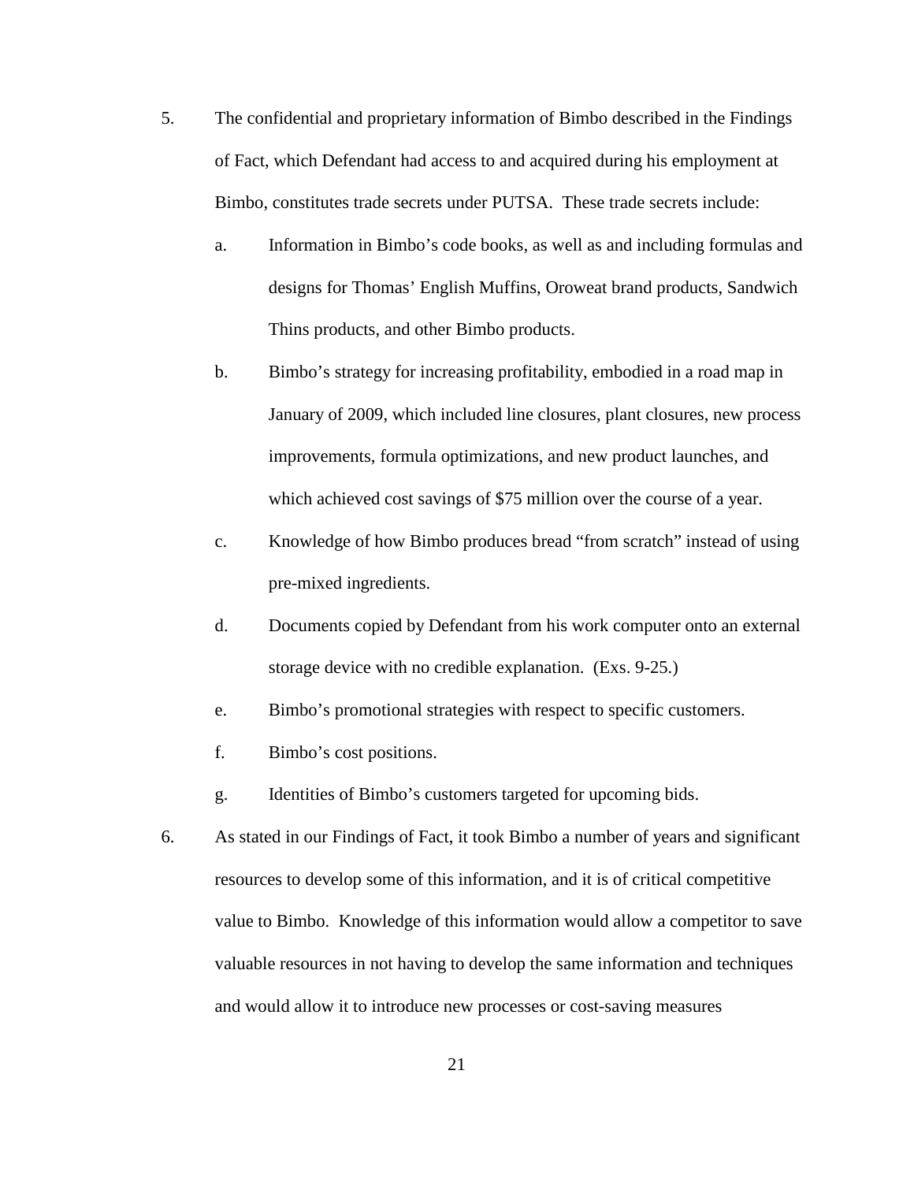5. The confidential and proprietary information of Bimbo described in the Findings of Fact, which Defendant had access to and acquired during his employment at Bimbo, constitutes trade secrets under PUTSA. These trade secrets include:

   a. Information in Bimbo's code books, as well as and including formulas and designs for Thomas' English Muffins, Oroweat brand products, Sandwich Thins products, and other Bimbo products.

   b. Bimbo's strategy for increasing profitability, embodied in a road map in January of 2009, which included line closures, plant closures, new process improvements, formula optimizations, and new product launches, and which achieved cost savings of $75 million over the course of a year.

   c. Knowledge of how Bimbo produces bread "from scratch" instead of using pre-mixed ingredients.

   d. Documents copied by Defendant from his work computer onto an external storage device with no credible explanation. (Exs. 9-25.)

   e. Bimbo's promotional strategies with respect to specific customers.

   f. Bimbo's cost positions.

   g. Identities of Bimbo's customers targeted for upcoming bids.

6. As stated in our Findings of Fact, it took Bimbo a number of years and significant resources to develop some of this information, and it is of critical competitive value to Bimbo. Knowledge of this information would allow a competitor to save valuable resources in not having to develop the same information and techniques and would allow it to introduce new processes or cost-saving measures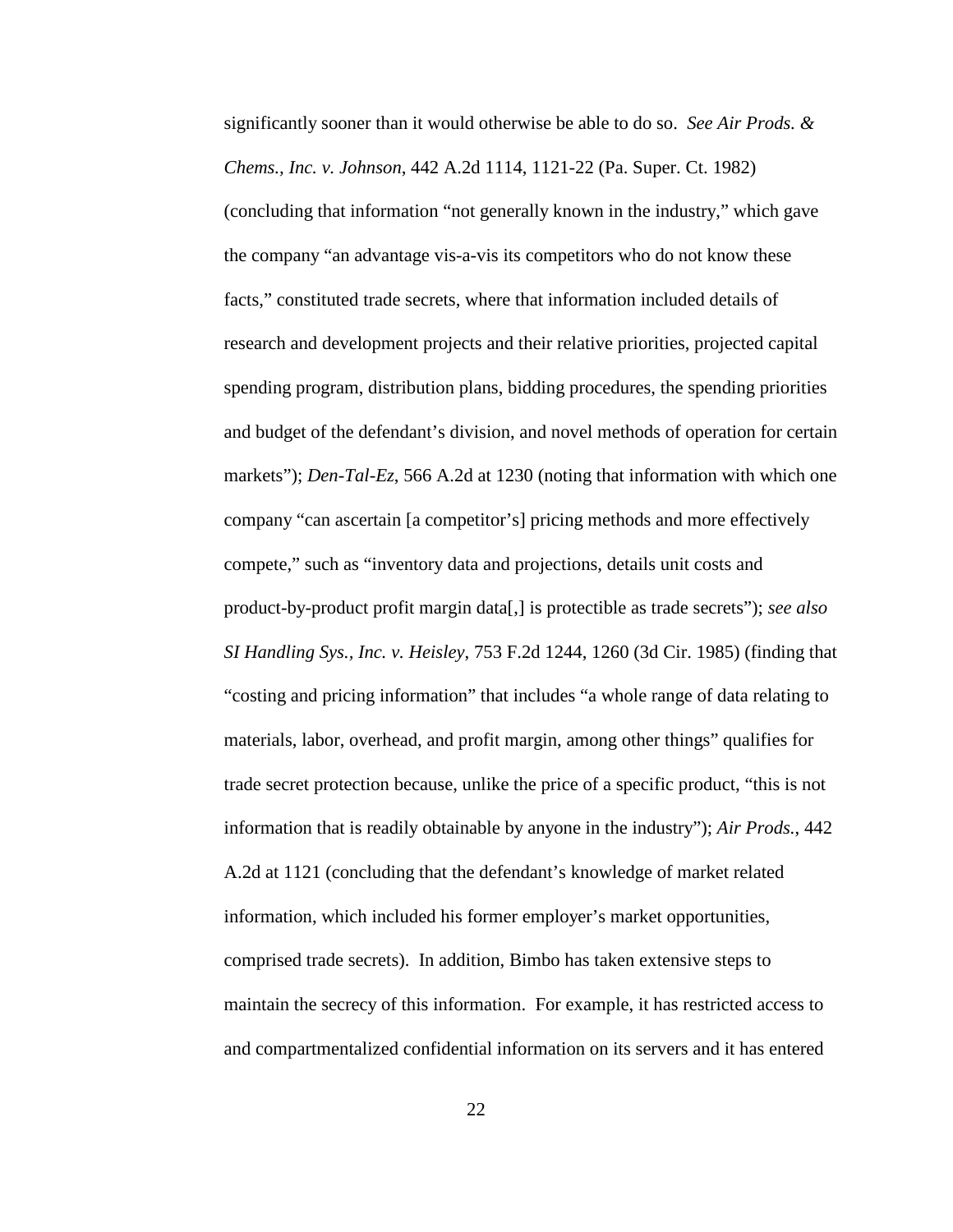significantly sooner than it would otherwise be able to do so. *See Air Prods. & Chems., Inc. v. Johnson*, 442 A.2d 1114, 1121-22 (Pa. Super. Ct. 1982) (concluding that information "not generally known in the industry," which gave the company "an advantage vis-a-vis its competitors who do not know these facts," constituted trade secrets, where that information included details of research and development projects and their relative priorities, projected capital spending program, distribution plans, bidding procedures, the spending priorities and budget of the defendant's division, and novel methods of operation for certain markets"); *Den-Tal-Ez*, 566 A.2d at 1230 (noting that information with which one company "can ascertain [a competitor's] pricing methods and more effectively compete," such as "inventory data and projections, details unit costs and product-by-product profit margin data[,] is protectible as trade secrets"); *see also SI Handling Sys., Inc. v. Heisley*, 753 F.2d 1244, 1260 (3d Cir. 1985) (finding that "costing and pricing information" that includes "a whole range of data relating to materials, labor, overhead, and profit margin, among other things" qualifies for trade secret protection because, unlike the price of a specific product, "this is not information that is readily obtainable by anyone in the industry"); *Air Prods.*, 442 A.2d at 1121 (concluding that the defendant's knowledge of market related information, which included his former employer's market opportunities, comprised trade secrets). In addition, Bimbo has taken extensive steps to maintain the secrecy of this information. For example, it has restricted access to and compartmentalized confidential information on its servers and it has entered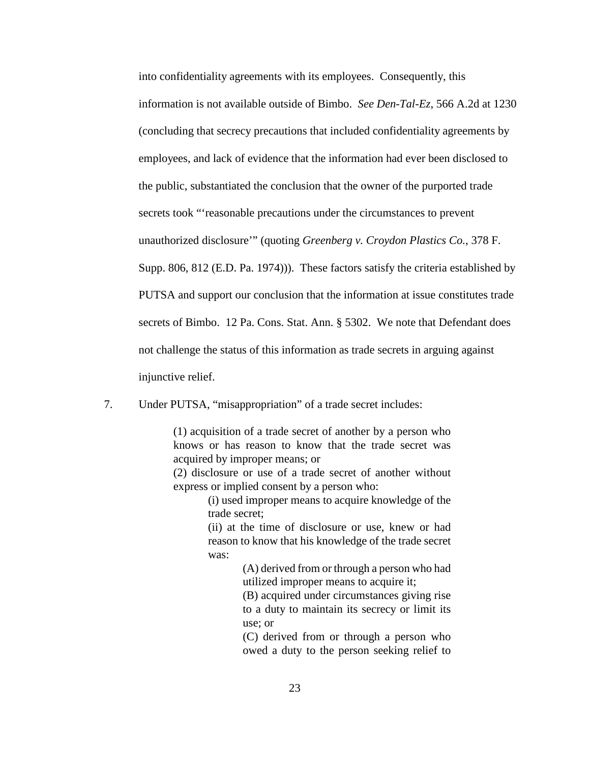into confidentiality agreements with its employees. Consequently, this information is not available outside of Bimbo. *See Den-Tal-Ez*, 566 A.2d at 1230 (concluding that secrecy precautions that included confidentiality agreements by employees, and lack of evidence that the information had ever been disclosed to the public, substantiated the conclusion that the owner of the purported trade secrets took "'reasonable precautions under the circumstances to prevent unauthorized disclosure'" (quoting *Greenberg v. Croydon Plastics Co.*, 378 F. Supp. 806, 812 (E.D. Pa. 1974))). These factors satisfy the criteria established by PUTSA and support our conclusion that the information at issue constitutes trade secrets of Bimbo. 12 Pa. Cons. Stat. Ann. § 5302. We note that Defendant does not challenge the status of this information as trade secrets in arguing against injunctive relief.

7. Under PUTSA, "misappropriation" of a trade secret includes:

> (1) acquisition of a trade secret of another by a person who knows or has reason to know that the trade secret was acquired by improper means; or
> (2) disclosure or use of a trade secret of another without express or implied consent by a person who:
>> (i) used improper means to acquire knowledge of the trade secret;
>> (ii) at the time of disclosure or use, knew or had reason to know that his knowledge of the trade secret was:
>>> (A) derived from or through a person who had utilized improper means to acquire it;
>>> (B) acquired under circumstances giving rise to a duty to maintain its secrecy or limit its use; or
>>> (C) derived from or through a person who owed a duty to the person seeking relief to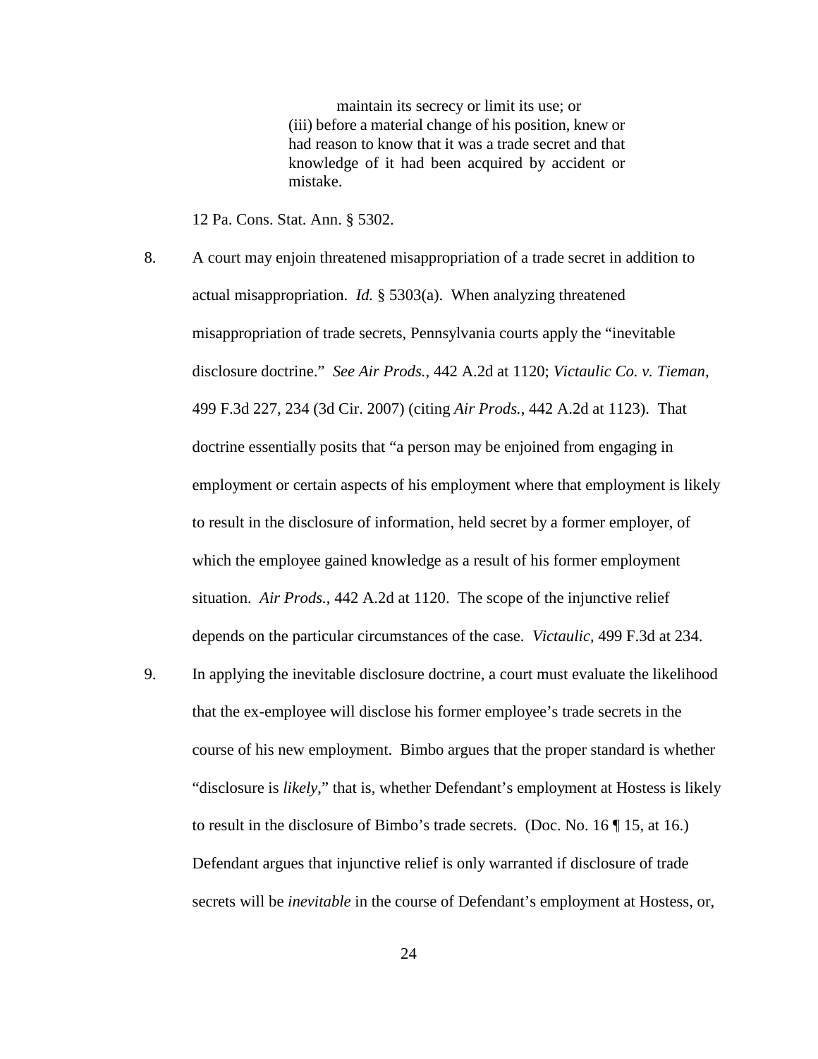> maintain its secrecy or limit its use; or
> (iii) before a material change of his position, knew or had reason to know that it was a trade secret and that knowledge of it had been acquired by accident or mistake.

12 Pa. Cons. Stat. Ann. § 5302.

8. A court may enjoin threatened misappropriation of a trade secret in addition to actual misappropriation. *Id.* § 5303(a). When analyzing threatened misappropriation of trade secrets, Pennsylvania courts apply the "inevitable disclosure doctrine." *See Air Prods.*, 442 A.2d at 1120; *Victaulic Co. v. Tieman*, 499 F.3d 227, 234 (3d Cir. 2007) (citing *Air Prods.*, 442 A.2d at 1123). That doctrine essentially posits that "a person may be enjoined from engaging in employment or certain aspects of his employment where that employment is likely to result in the disclosure of information, held secret by a former employer, of which the employee gained knowledge as a result of his former employment situation. *Air Prods.*, 442 A.2d at 1120. The scope of the injunctive relief depends on the particular circumstances of the case. *Victaulic*, 499 F.3d at 234.

9. In applying the inevitable disclosure doctrine, a court must evaluate the likelihood that the ex-employee will disclose his former employee's trade secrets in the course of his new employment. Bimbo argues that the proper standard is whether "disclosure is *likely*," that is, whether Defendant's employment at Hostess is likely to result in the disclosure of Bimbo's trade secrets. (Doc. No. 16 ¶ 15, at 16.) Defendant argues that injunctive relief is only warranted if disclosure of trade secrets will be *inevitable* in the course of Defendant's employment at Hostess, or,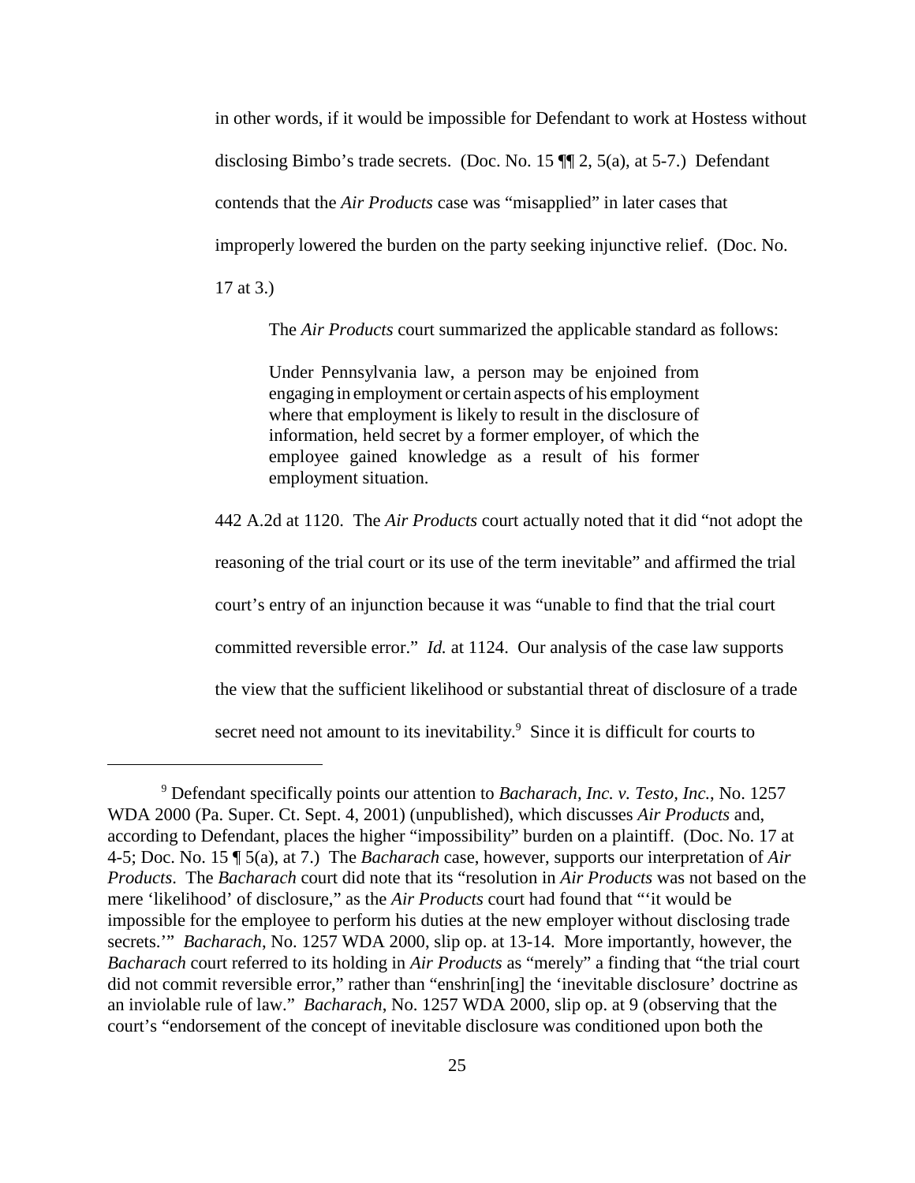in other words, if it would be impossible for Defendant to work at Hostess without disclosing Bimbo's trade secrets. (Doc. No. 15 ¶¶ 2, 5(a), at 5-7.) Defendant contends that the *Air Products* case was "misapplied" in later cases that improperly lowered the burden on the party seeking injunctive relief. (Doc. No. 17 at 3.)

The *Air Products* court summarized the applicable standard as follows:

> Under Pennsylvania law, a person may be enjoined from engaging in employment or certain aspects of his employment where that employment is likely to result in the disclosure of information, held secret by a former employer, of which the employee gained knowledge as a result of his former employment situation.

442 A.2d at 1120. The *Air Products* court actually noted that it did "not adopt the reasoning of the trial court or its use of the term inevitable" and affirmed the trial court's entry of an injunction because it was "unable to find that the trial court committed reversible error." *Id.* at 1124. Our analysis of the case law supports the view that the sufficient likelihood or substantial threat of disclosure of a trade secret need not amount to its inevitability.[9] Since it is difficult for courts to

---

[9] Defendant specifically points our attention to *Bacharach, Inc. v. Testo, Inc.*, No. 1257 WDA 2000 (Pa. Super. Ct. Sept. 4, 2001) (unpublished), which discusses *Air Products* and, according to Defendant, places the higher "impossibility" burden on a plaintiff. (Doc. No. 17 at 4-5; Doc. No. 15 ¶ 5(a), at 7.) The *Bacharach* case, however, supports our interpretation of *Air Products*. The *Bacharach* court did note that its "resolution in *Air Products* was not based on the mere 'likelihood' of disclosure," as the *Air Products* court had found that "'it would be impossible for the employee to perform his duties at the new employer without disclosing trade secrets.'" *Bacharach*, No. 1257 WDA 2000, slip op. at 13-14. More importantly, however, the *Bacharach* court referred to its holding in *Air Products* as "merely" a finding that "the trial court did not commit reversible error," rather than "enshrin[ing] the 'inevitable disclosure' doctrine as an inviolable rule of law." *Bacharach*, No. 1257 WDA 2000, slip op. at 9 (observing that the court's "endorsement of the concept of inevitable disclosure was conditioned upon both the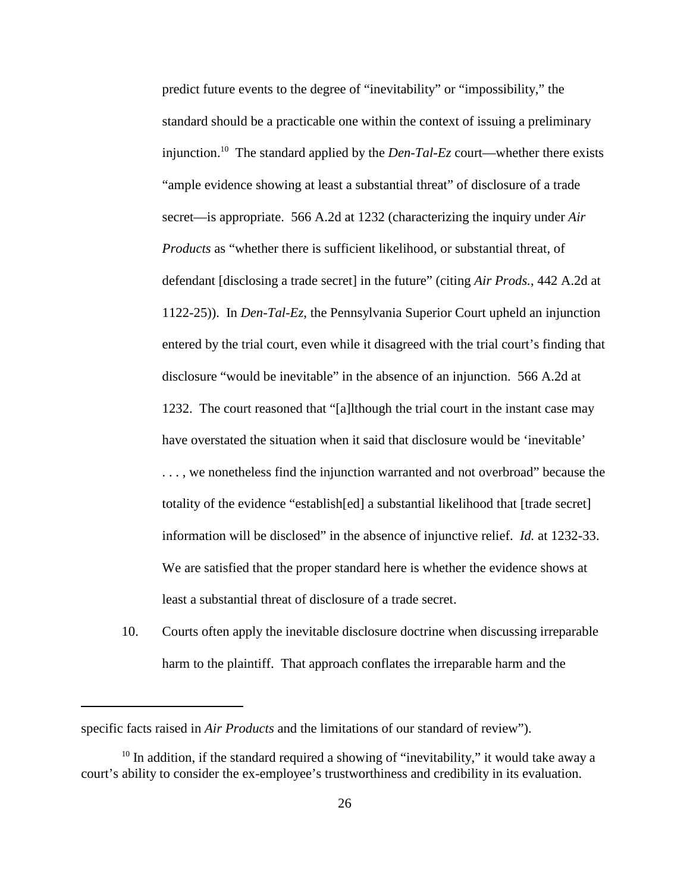predict future events to the degree of "inevitability" or "impossibility," the standard should be a practicable one within the context of issuing a preliminary injunction.[10] The standard applied by the *Den-Tal-Ez* court—whether there exists "ample evidence showing at least a substantial threat" of disclosure of a trade secret—is appropriate. 566 A.2d at 1232 (characterizing the inquiry under *Air Products* as "whether there is sufficient likelihood, or substantial threat, of defendant [disclosing a trade secret] in the future" (citing *Air Prods.*, 442 A.2d at 1122-25)). In *Den-Tal-Ez*, the Pennsylvania Superior Court upheld an injunction entered by the trial court, even while it disagreed with the trial court's finding that disclosure "would be inevitable" in the absence of an injunction. 566 A.2d at 1232. The court reasoned that "[a]lthough the trial court in the instant case may have overstated the situation when it said that disclosure would be 'inevitable' . . . , we nonetheless find the injunction warranted and not overbroad" because the totality of the evidence "establish[ed] a substantial likelihood that [trade secret] information will be disclosed" in the absence of injunctive relief. *Id.* at 1232-33. We are satisfied that the proper standard here is whether the evidence shows at least a substantial threat of disclosure of a trade secret.

10. Courts often apply the inevitable disclosure doctrine when discussing irreparable harm to the plaintiff. That approach conflates the irreparable harm and the

---

specific facts raised in *Air Products* and the limitations of our standard of review").

[10] In addition, if the standard required a showing of "inevitability," it would take away a court's ability to consider the ex-employee's trustworthiness and credibility in its evaluation.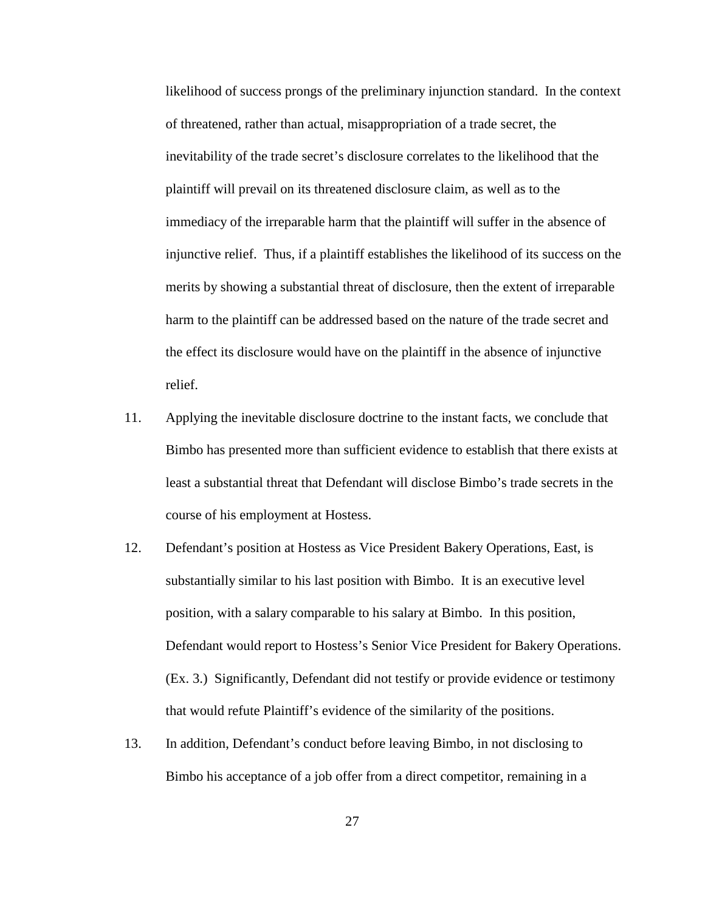likelihood of success prongs of the preliminary injunction standard. In the context of threatened, rather than actual, misappropriation of a trade secret, the inevitability of the trade secret's disclosure correlates to the likelihood that the plaintiff will prevail on its threatened disclosure claim, as well as to the immediacy of the irreparable harm that the plaintiff will suffer in the absence of injunctive relief. Thus, if a plaintiff establishes the likelihood of its success on the merits by showing a substantial threat of disclosure, then the extent of irreparable harm to the plaintiff can be addressed based on the nature of the trade secret and the effect its disclosure would have on the plaintiff in the absence of injunctive relief.

11. Applying the inevitable disclosure doctrine to the instant facts, we conclude that Bimbo has presented more than sufficient evidence to establish that there exists at least a substantial threat that Defendant will disclose Bimbo's trade secrets in the course of his employment at Hostess.

12. Defendant's position at Hostess as Vice President Bakery Operations, East, is substantially similar to his last position with Bimbo. It is an executive level position, with a salary comparable to his salary at Bimbo. In this position, Defendant would report to Hostess's Senior Vice President for Bakery Operations. (Ex. 3.) Significantly, Defendant did not testify or provide evidence or testimony that would refute Plaintiff's evidence of the similarity of the positions.

13. In addition, Defendant's conduct before leaving Bimbo, in not disclosing to Bimbo his acceptance of a job offer from a direct competitor, remaining in a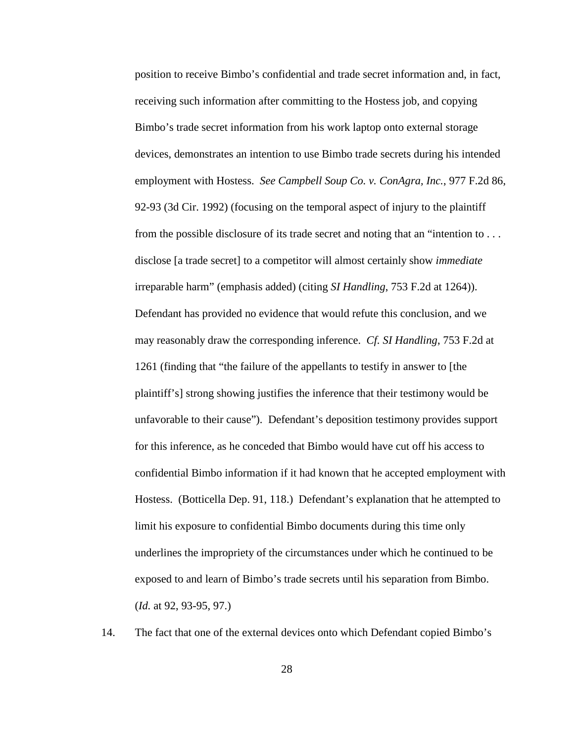position to receive Bimbo's confidential and trade secret information and, in fact, receiving such information after committing to the Hostess job, and copying Bimbo's trade secret information from his work laptop onto external storage devices, demonstrates an intention to use Bimbo trade secrets during his intended employment with Hostess. *See Campbell Soup Co. v. ConAgra, Inc.*, 977 F.2d 86, 92-93 (3d Cir. 1992) (focusing on the temporal aspect of injury to the plaintiff from the possible disclosure of its trade secret and noting that an "intention to . . . disclose [a trade secret] to a competitor will almost certainly show *immediate* irreparable harm" (emphasis added) (citing *SI Handling*, 753 F.2d at 1264)). Defendant has provided no evidence that would refute this conclusion, and we may reasonably draw the corresponding inference. *Cf. SI Handling*, 753 F.2d at 1261 (finding that "the failure of the appellants to testify in answer to [the plaintiff's] strong showing justifies the inference that their testimony would be unfavorable to their cause"). Defendant's deposition testimony provides support for this inference, as he conceded that Bimbo would have cut off his access to confidential Bimbo information if it had known that he accepted employment with Hostess. (Botticella Dep. 91, 118.) Defendant's explanation that he attempted to limit his exposure to confidential Bimbo documents during this time only underlines the impropriety of the circumstances under which he continued to be exposed to and learn of Bimbo's trade secrets until his separation from Bimbo. (*Id.* at 92, 93-95, 97.)

14. The fact that one of the external devices onto which Defendant copied Bimbo's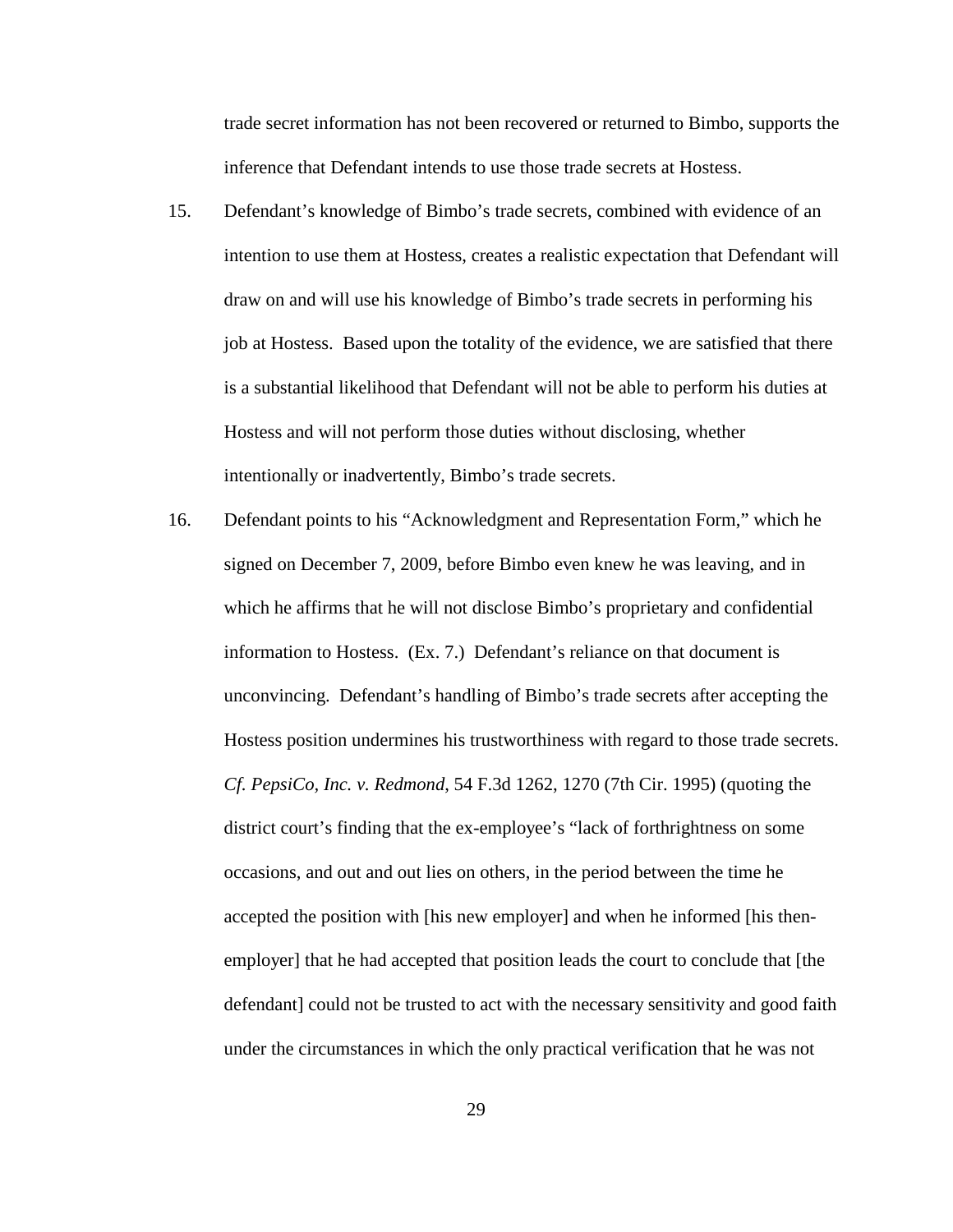trade secret information has not been recovered or returned to Bimbo, supports the inference that Defendant intends to use those trade secrets at Hostess.

15. Defendant's knowledge of Bimbo's trade secrets, combined with evidence of an intention to use them at Hostess, creates a realistic expectation that Defendant will draw on and will use his knowledge of Bimbo's trade secrets in performing his job at Hostess. Based upon the totality of the evidence, we are satisfied that there is a substantial likelihood that Defendant will not be able to perform his duties at Hostess and will not perform those duties without disclosing, whether intentionally or inadvertently, Bimbo's trade secrets.

16. Defendant points to his "Acknowledgment and Representation Form," which he signed on December 7, 2009, before Bimbo even knew he was leaving, and in which he affirms that he will not disclose Bimbo's proprietary and confidential information to Hostess. (Ex. 7.) Defendant's reliance on that document is unconvincing. Defendant's handling of Bimbo's trade secrets after accepting the Hostess position undermines his trustworthiness with regard to those trade secrets. *Cf. PepsiCo, Inc. v. Redmond*, 54 F.3d 1262, 1270 (7th Cir. 1995) (quoting the district court's finding that the ex-employee's "lack of forthrightness on some occasions, and out and out lies on others, in the period between the time he accepted the position with [his new employer] and when he informed [his then-employer] that he had accepted that position leads the court to conclude that [the defendant] could not be trusted to act with the necessary sensitivity and good faith under the circumstances in which the only practical verification that he was not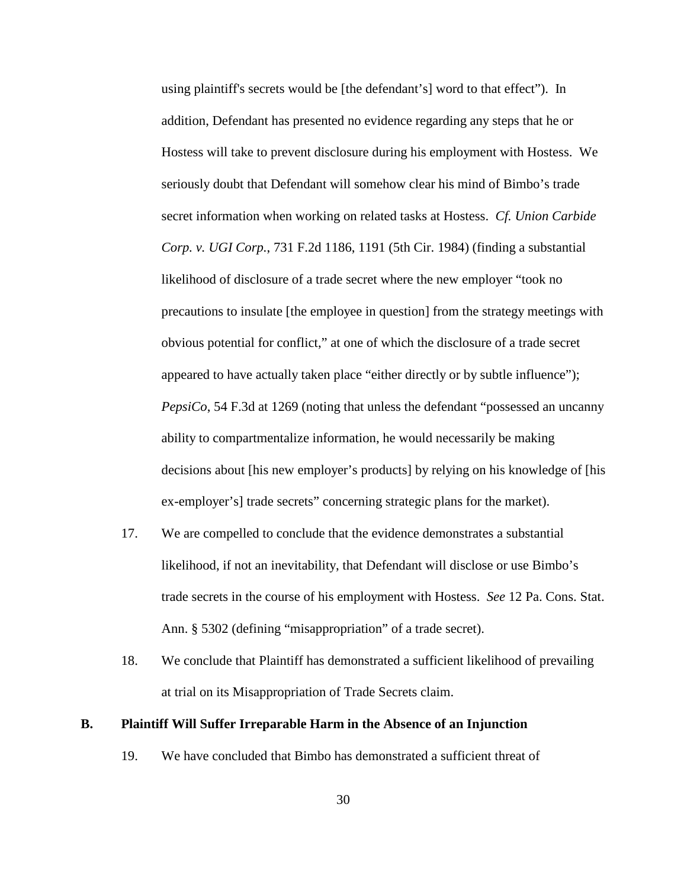using plaintiff's secrets would be [the defendant's] word to that effect"). In addition, Defendant has presented no evidence regarding any steps that he or Hostess will take to prevent disclosure during his employment with Hostess. We seriously doubt that Defendant will somehow clear his mind of Bimbo's trade secret information when working on related tasks at Hostess. *Cf. Union Carbide Corp. v. UGI Corp.*, 731 F.2d 1186, 1191 (5th Cir. 1984) (finding a substantial likelihood of disclosure of a trade secret where the new employer "took no precautions to insulate [the employee in question] from the strategy meetings with obvious potential for conflict," at one of which the disclosure of a trade secret appeared to have actually taken place "either directly or by subtle influence"); *PepsiCo*, 54 F.3d at 1269 (noting that unless the defendant "possessed an uncanny ability to compartmentalize information, he would necessarily be making decisions about [his new employer's products] by relying on his knowledge of [his ex-employer's] trade secrets" concerning strategic plans for the market).

17. We are compelled to conclude that the evidence demonstrates a substantial likelihood, if not an inevitability, that Defendant will disclose or use Bimbo's trade secrets in the course of his employment with Hostess. *See* 12 Pa. Cons. Stat. Ann. § 5302 (defining "misappropriation" of a trade secret).

18. We conclude that Plaintiff has demonstrated a sufficient likelihood of prevailing at trial on its Misappropriation of Trade Secrets claim.

### B. Plaintiff Will Suffer Irreparable Harm in the Absence of an Injunction

19. We have concluded that Bimbo has demonstrated a sufficient threat of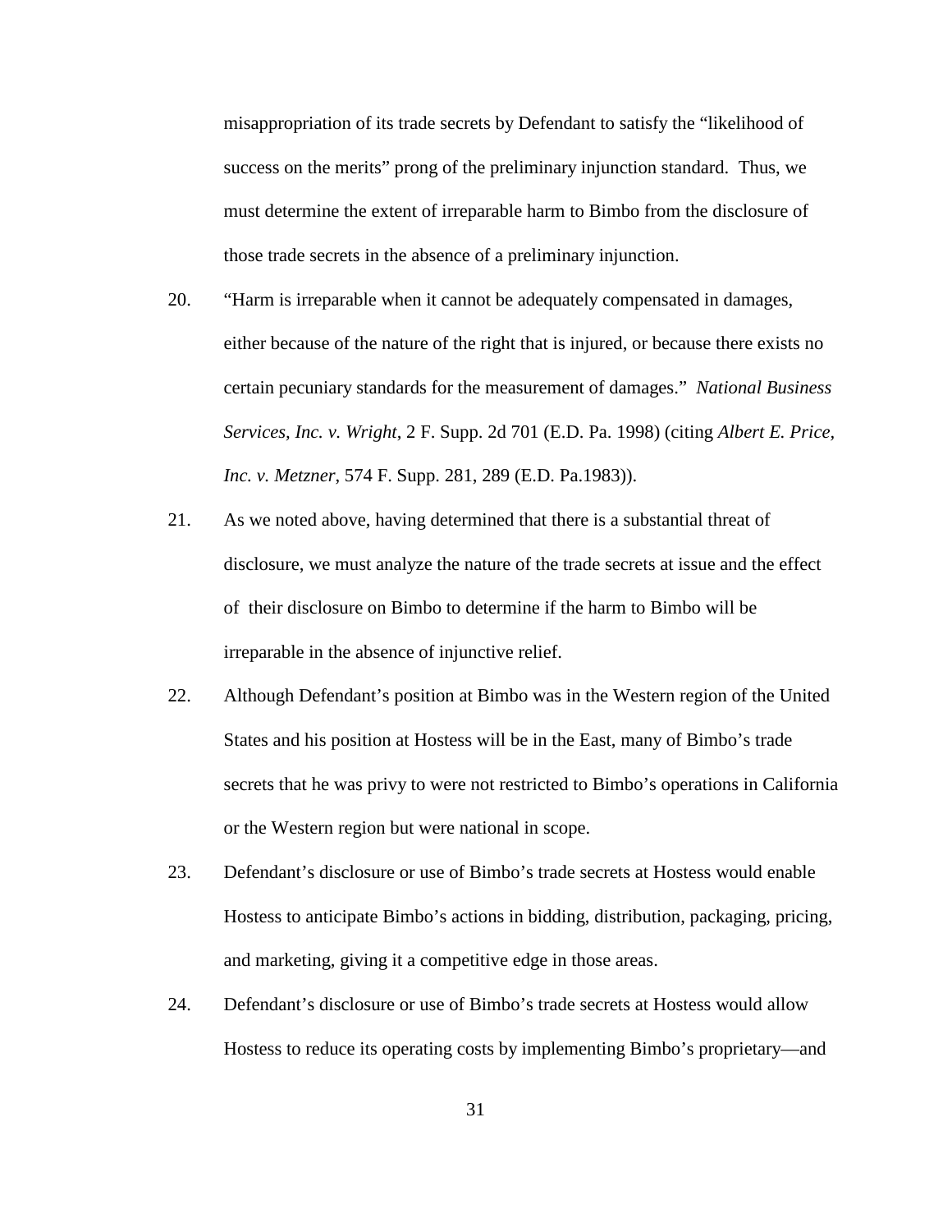misappropriation of its trade secrets by Defendant to satisfy the "likelihood of success on the merits" prong of the preliminary injunction standard. Thus, we must determine the extent of irreparable harm to Bimbo from the disclosure of those trade secrets in the absence of a preliminary injunction.

20. "Harm is irreparable when it cannot be adequately compensated in damages, either because of the nature of the right that is injured, or because there exists no certain pecuniary standards for the measurement of damages." *National Business Services, Inc. v. Wright*, 2 F. Supp. 2d 701 (E.D. Pa. 1998) (citing *Albert E. Price, Inc. v. Metzner*, 574 F. Supp. 281, 289 (E.D. Pa.1983)).

21. As we noted above, having determined that there is a substantial threat of disclosure, we must analyze the nature of the trade secrets at issue and the effect of their disclosure on Bimbo to determine if the harm to Bimbo will be irreparable in the absence of injunctive relief.

22. Although Defendant's position at Bimbo was in the Western region of the United States and his position at Hostess will be in the East, many of Bimbo's trade secrets that he was privy to were not restricted to Bimbo's operations in California or the Western region but were national in scope.

23. Defendant's disclosure or use of Bimbo's trade secrets at Hostess would enable Hostess to anticipate Bimbo's actions in bidding, distribution, packaging, pricing, and marketing, giving it a competitive edge in those areas.

24. Defendant's disclosure or use of Bimbo's trade secrets at Hostess would allow Hostess to reduce its operating costs by implementing Bimbo's proprietary—and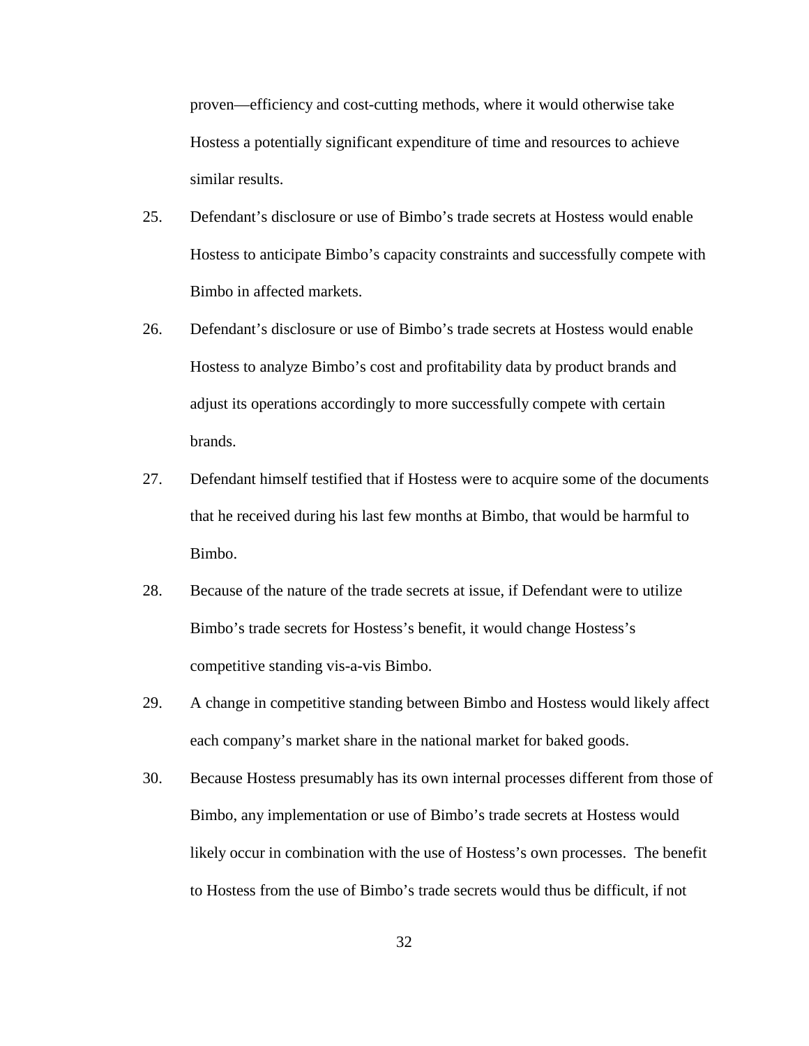proven—efficiency and cost-cutting methods, where it would otherwise take Hostess a potentially significant expenditure of time and resources to achieve similar results.

25. Defendant's disclosure or use of Bimbo's trade secrets at Hostess would enable Hostess to anticipate Bimbo's capacity constraints and successfully compete with Bimbo in affected markets.

26. Defendant's disclosure or use of Bimbo's trade secrets at Hostess would enable Hostess to analyze Bimbo's cost and profitability data by product brands and adjust its operations accordingly to more successfully compete with certain brands.

27. Defendant himself testified that if Hostess were to acquire some of the documents that he received during his last few months at Bimbo, that would be harmful to Bimbo.

28. Because of the nature of the trade secrets at issue, if Defendant were to utilize Bimbo's trade secrets for Hostess's benefit, it would change Hostess's competitive standing vis-a-vis Bimbo.

29. A change in competitive standing between Bimbo and Hostess would likely affect each company's market share in the national market for baked goods.

30. Because Hostess presumably has its own internal processes different from those of Bimbo, any implementation or use of Bimbo's trade secrets at Hostess would likely occur in combination with the use of Hostess's own processes. The benefit to Hostess from the use of Bimbo's trade secrets would thus be difficult, if not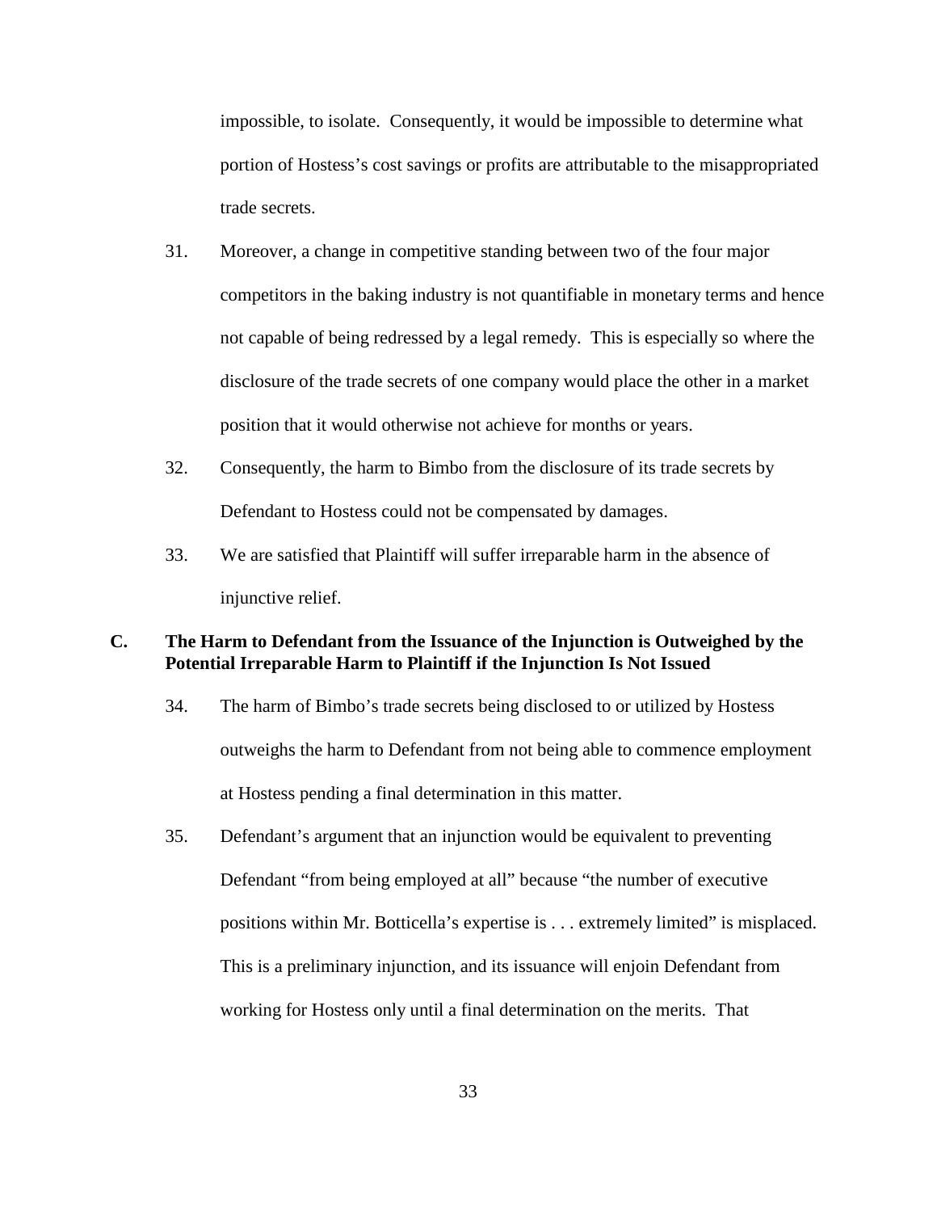impossible, to isolate. Consequently, it would be impossible to determine what portion of Hostess's cost savings or profits are attributable to the misappropriated trade secrets.

31. Moreover, a change in competitive standing between two of the four major competitors in the baking industry is not quantifiable in monetary terms and hence not capable of being redressed by a legal remedy. This is especially so where the disclosure of the trade secrets of one company would place the other in a market position that it would otherwise not achieve for months or years.

32. Consequently, the harm to Bimbo from the disclosure of its trade secrets by Defendant to Hostess could not be compensated by damages.

33. We are satisfied that Plaintiff will suffer irreparable harm in the absence of injunctive relief.

### C. The Harm to Defendant from the Issuance of the Injunction is Outweighed by the Potential Irreparable Harm to Plaintiff if the Injunction Is Not Issued

34. The harm of Bimbo's trade secrets being disclosed to or utilized by Hostess outweighs the harm to Defendant from not being able to commence employment at Hostess pending a final determination in this matter.

35. Defendant's argument that an injunction would be equivalent to preventing Defendant "from being employed at all" because "the number of executive positions within Mr. Botticella's expertise is . . . extremely limited" is misplaced. This is a preliminary injunction, and its issuance will enjoin Defendant from working for Hostess only until a final determination on the merits. That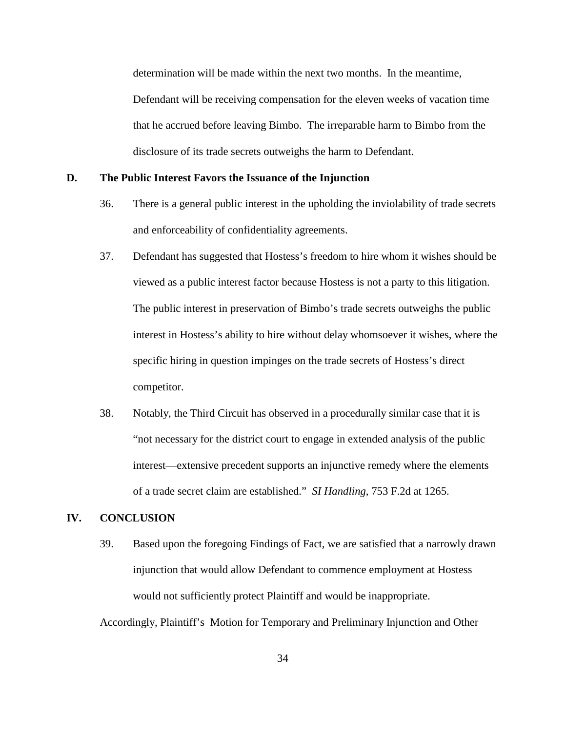determination will be made within the next two months. In the meantime, Defendant will be receiving compensation for the eleven weeks of vacation time that he accrued before leaving Bimbo. The irreparable harm to Bimbo from the disclosure of its trade secrets outweighs the harm to Defendant.

**D. The Public Interest Favors the Issuance of the Injunction**

36. There is a general public interest in the upholding the inviolability of trade secrets and enforceability of confidentiality agreements.

37. Defendant has suggested that Hostess's freedom to hire whom it wishes should be viewed as a public interest factor because Hostess is not a party to this litigation. The public interest in preservation of Bimbo's trade secrets outweighs the public interest in Hostess's ability to hire without delay whomsoever it wishes, where the specific hiring in question impinges on the trade secrets of Hostess's direct competitor.

38. Notably, the Third Circuit has observed in a procedurally similar case that it is "not necessary for the district court to engage in extended analysis of the public interest—extensive precedent supports an injunctive remedy where the elements of a trade secret claim are established." *SI Handling*, 753 F.2d at 1265.

**IV. CONCLUSION**

39. Based upon the foregoing Findings of Fact, we are satisfied that a narrowly drawn injunction that would allow Defendant to commence employment at Hostess would not sufficiently protect Plaintiff and would be inappropriate.

Accordingly, Plaintiff's Motion for Temporary and Preliminary Injunction and Other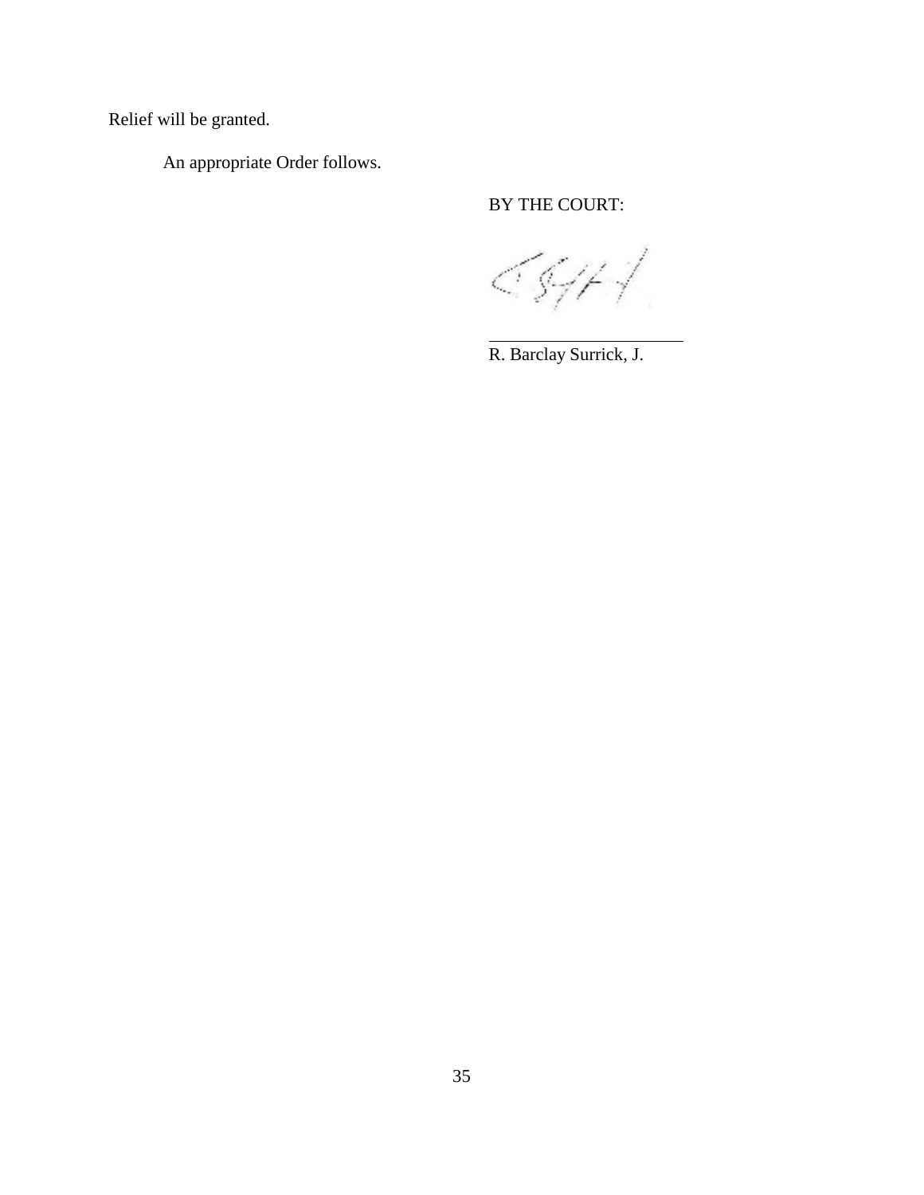Relief will be granted.

An appropriate Order follows.

BY THE COURT:

R. Barclay Surrick, J.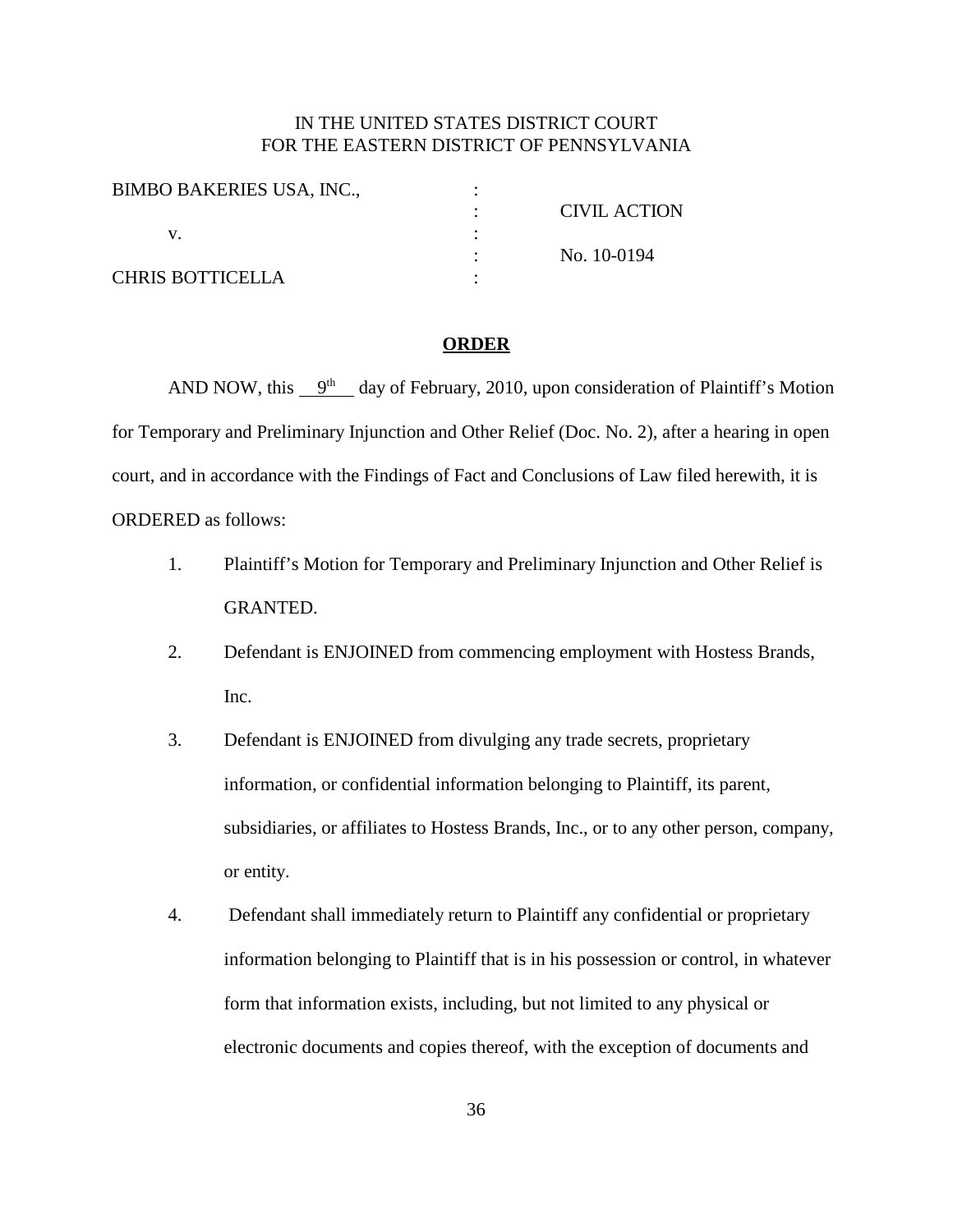IN THE UNITED STATES DISTRICT COURT
FOR THE EASTERN DISTRICT OF PENNSYLVANIA

| | | |
|---|---|---|
| BIMBO BAKERIES USA, INC., | : | |
| | : | CIVIL ACTION |
| v. | : | |
| | : | No. 10-0194 |
| CHRIS BOTTICELLA | : | |

**ORDER**

AND NOW, this 9th day of February, 2010, upon consideration of Plaintiff's Motion for Temporary and Preliminary Injunction and Other Relief (Doc. No. 2), after a hearing in open court, and in accordance with the Findings of Fact and Conclusions of Law filed herewith, it is ORDERED as follows:

1. Plaintiff's Motion for Temporary and Preliminary Injunction and Other Relief is GRANTED.

2. Defendant is ENJOINED from commencing employment with Hostess Brands, Inc.

3. Defendant is ENJOINED from divulging any trade secrets, proprietary information, or confidential information belonging to Plaintiff, its parent, subsidiaries, or affiliates to Hostess Brands, Inc., or to any other person, company, or entity.

4. Defendant shall immediately return to Plaintiff any confidential or proprietary information belonging to Plaintiff that is in his possession or control, in whatever form that information exists, including, but not limited to any physical or electronic documents and copies thereof, with the exception of documents and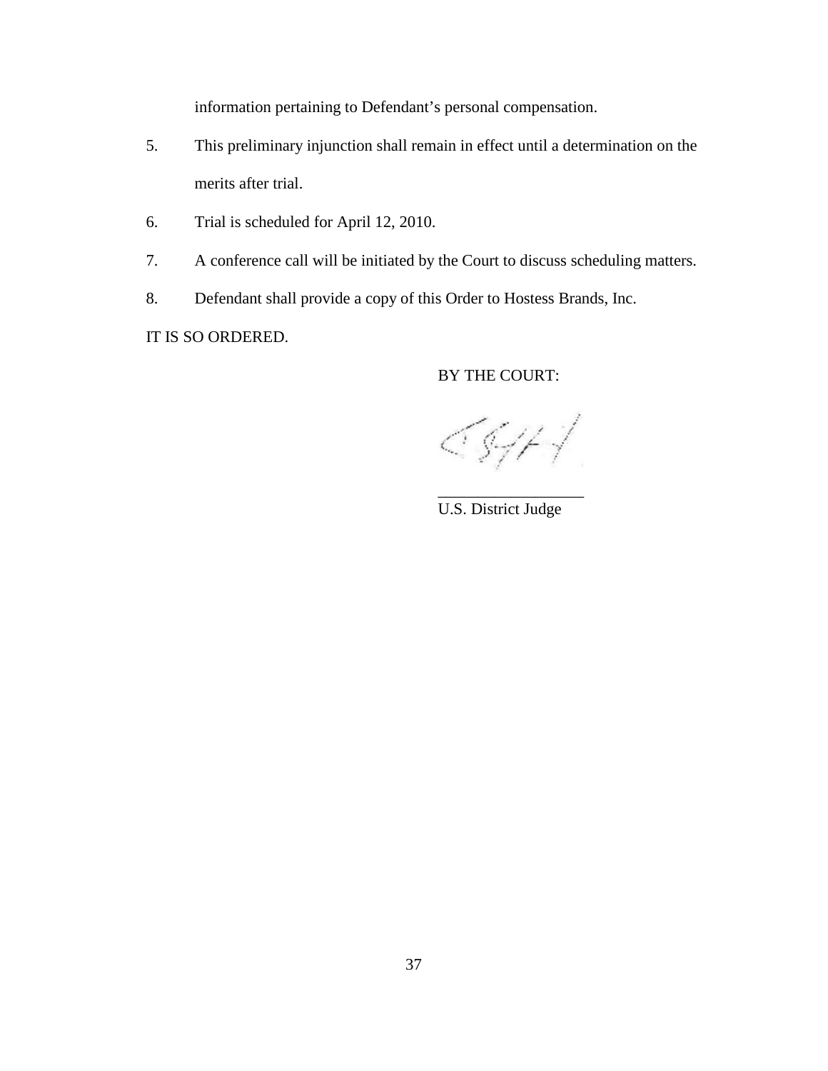information pertaining to Defendant's personal compensation.

5. This preliminary injunction shall remain in effect until a determination on the merits after trial.
6. Trial is scheduled for April 12, 2010.
7. A conference call will be initiated by the Court to discuss scheduling matters.
8. Defendant shall provide a copy of this Order to Hostess Brands, Inc.

IT IS SO ORDERED.

BY THE COURT:

\_\_\_\_\_\_\_\_\_\_\_\_\_\_\_\_\_\_

U.S. District Judge